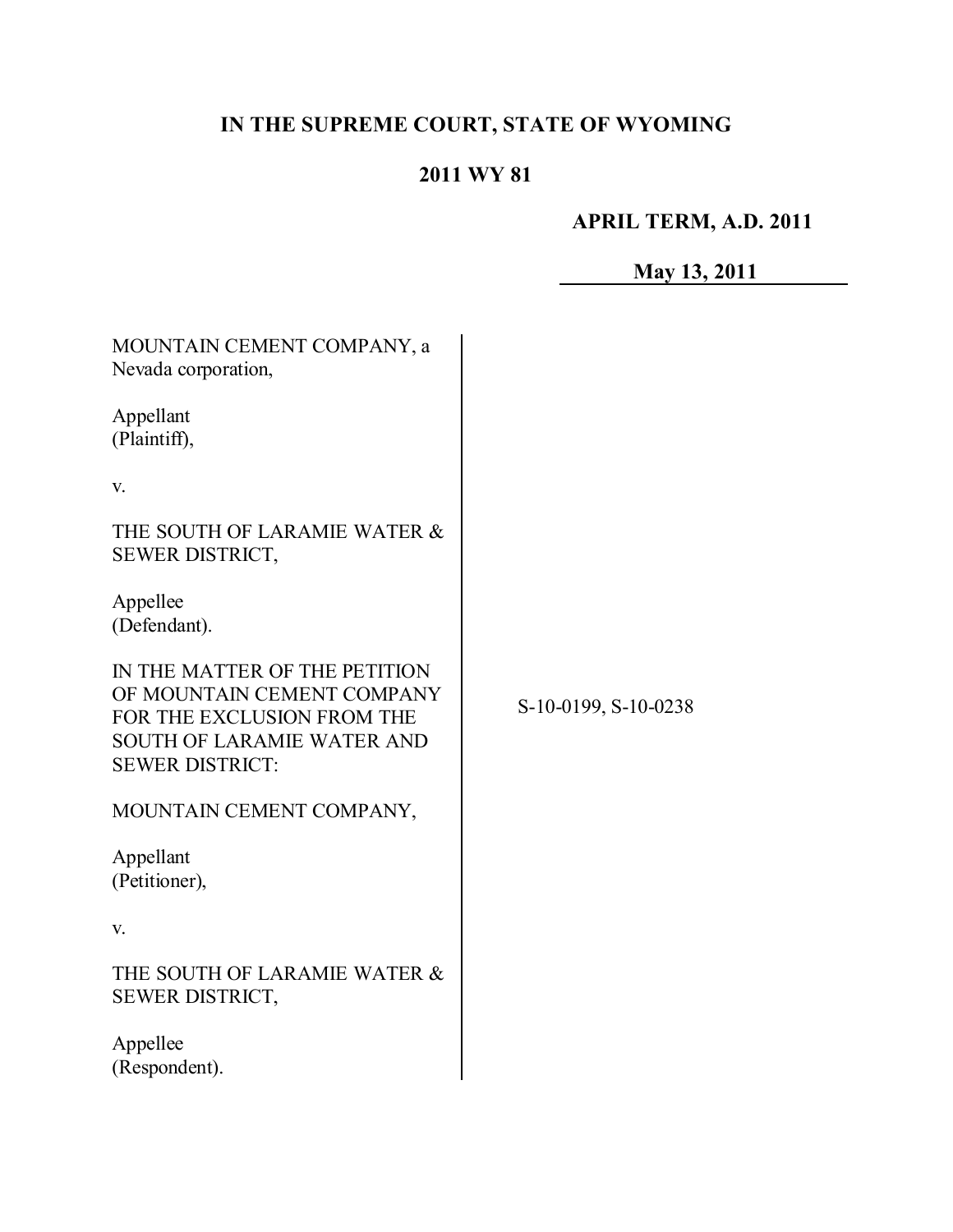# IN THE SUPREME COURT, STATE OF WYOMING

## 2011 WY 81

**APRIL TERM, A.D. 2011**

**May 13, 2011**

MOUNTAIN CEMENT COMPANY, a Nevada corporation,

Appellant
(Plaintiff),

v.

THE SOUTH OF LARAMIE WATER & SEWER DISTRICT,

Appellee
(Defendant).

IN THE MATTER OF THE PETITION OF MOUNTAIN CEMENT COMPANY FOR THE EXCLUSION FROM THE SOUTH OF LARAMIE WATER AND SEWER DISTRICT:

MOUNTAIN CEMENT COMPANY,

Appellant
(Petitioner),

v.

THE SOUTH OF LARAMIE WATER & SEWER DISTRICT,

Appellee
(Respondent).

S-10-0199, S-10-0238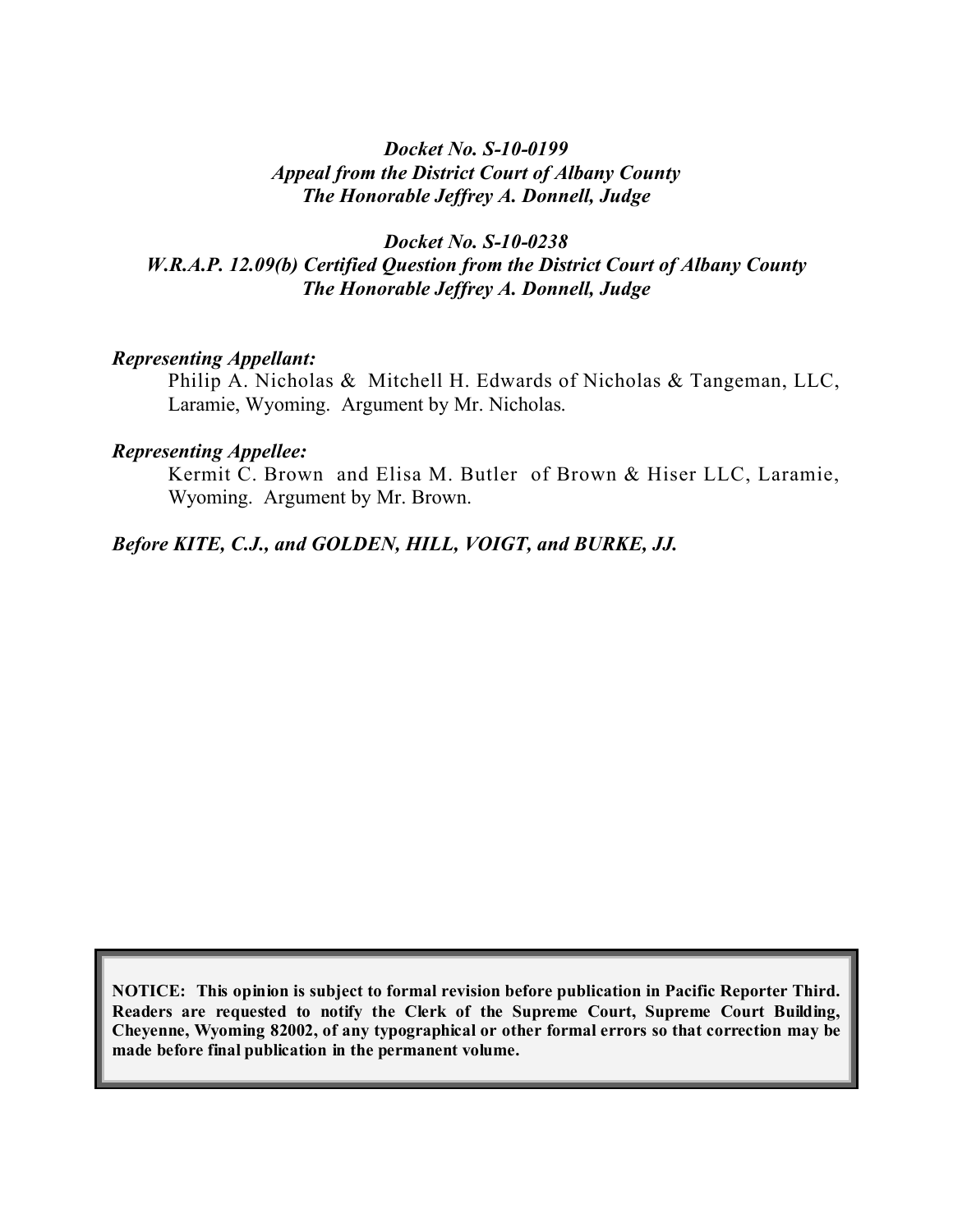*Docket No. S-10-0199*
*Appeal from the District Court of Albany County*
*The Honorable Jeffrey A. Donnell, Judge*

*Docket No. S-10-0238*
*W.R.A.P. 12.09(b) Certified Question from the District Court of Albany County*
*The Honorable Jeffrey A. Donnell, Judge*

***Representing Appellant:***
Philip A. Nicholas & Mitchell H. Edwards of Nicholas & Tangeman, LLC, Laramie, Wyoming. Argument by Mr. Nicholas.

***Representing Appellee:***
Kermit C. Brown and Elisa M. Butler of Brown & Hiser LLC, Laramie, Wyoming. Argument by Mr. Brown.

***Before KITE, C.J., and GOLDEN, HILL, VOIGT, and BURKE, JJ.***

**NOTICE: This opinion is subject to formal revision before publication in Pacific Reporter Third. Readers are requested to notify the Clerk of the Supreme Court, Supreme Court Building, Cheyenne, Wyoming 82002, of any typographical or other formal errors so that correction may be made before final publication in the permanent volume.**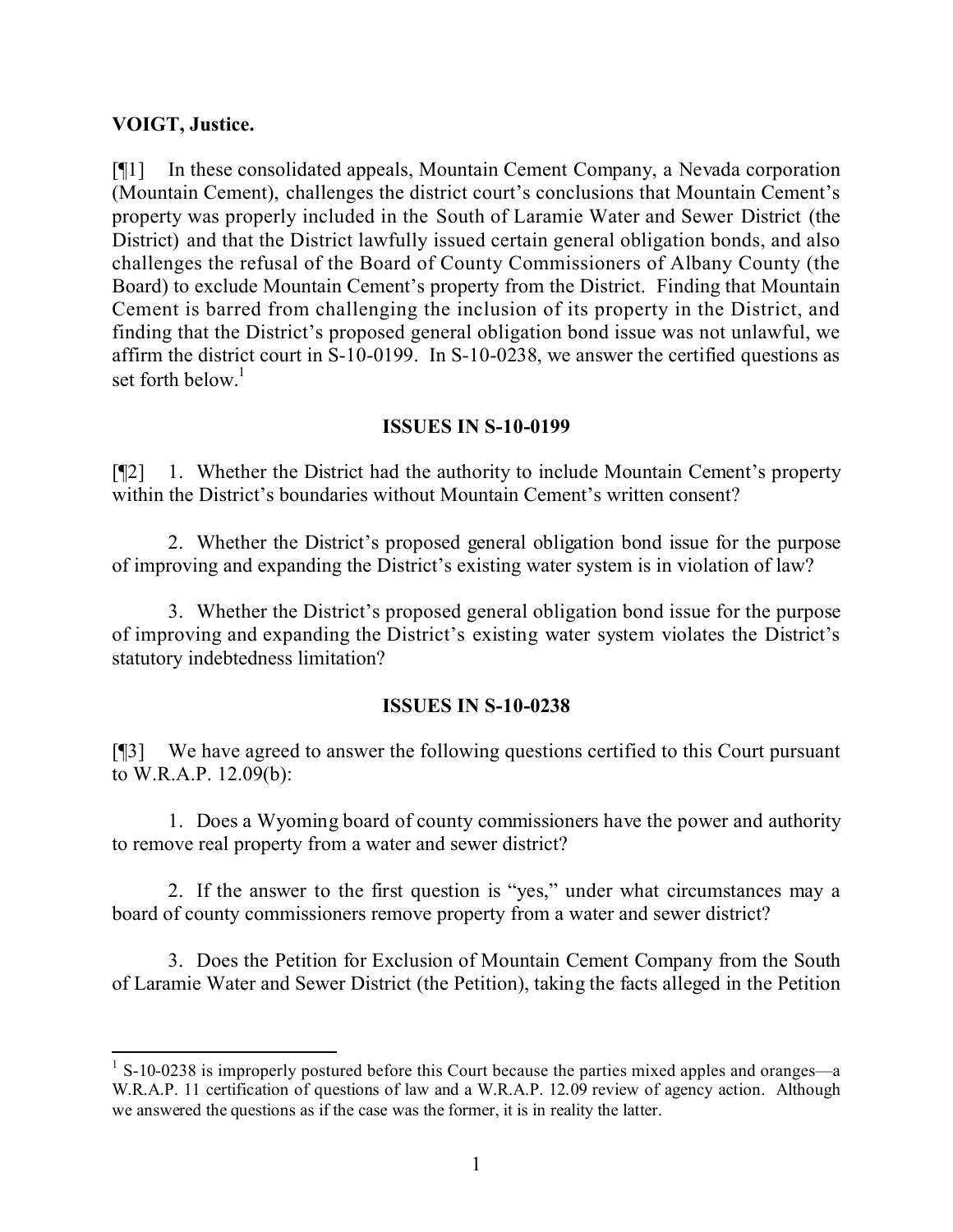**VOIGT, Justice.**

[¶1] In these consolidated appeals, Mountain Cement Company, a Nevada corporation (Mountain Cement), challenges the district court's conclusions that Mountain Cement's property was properly included in the South of Laramie Water and Sewer District (the District) and that the District lawfully issued certain general obligation bonds, and also challenges the refusal of the Board of County Commissioners of Albany County (the Board) to exclude Mountain Cement's property from the District. Finding that Mountain Cement is barred from challenging the inclusion of its property in the District, and finding that the District's proposed general obligation bond issue was not unlawful, we affirm the district court in S-10-0199. In S-10-0238, we answer the certified questions as set forth below.[1]

## ISSUES IN S-10-0199

[¶2] 1. Whether the District had the authority to include Mountain Cement's property within the District's boundaries without Mountain Cement's written consent?

2. Whether the District's proposed general obligation bond issue for the purpose of improving and expanding the District's existing water system is in violation of law?

3. Whether the District's proposed general obligation bond issue for the purpose of improving and expanding the District's existing water system violates the District's statutory indebtedness limitation?

## ISSUES IN S-10-0238

[¶3] We have agreed to answer the following questions certified to this Court pursuant to W.R.A.P. 12.09(b):

1. Does a Wyoming board of county commissioners have the power and authority to remove real property from a water and sewer district?

2. If the answer to the first question is "yes," under what circumstances may a board of county commissioners remove property from a water and sewer district?

3. Does the Petition for Exclusion of Mountain Cement Company from the South of Laramie Water and Sewer District (the Petition), taking the facts alleged in the Petition

---

[1] S-10-0238 is improperly postured before this Court because the parties mixed apples and oranges—a W.R.A.P. 11 certification of questions of law and a W.R.A.P. 12.09 review of agency action. Although we answered the questions as if the case was the former, it is in reality the latter.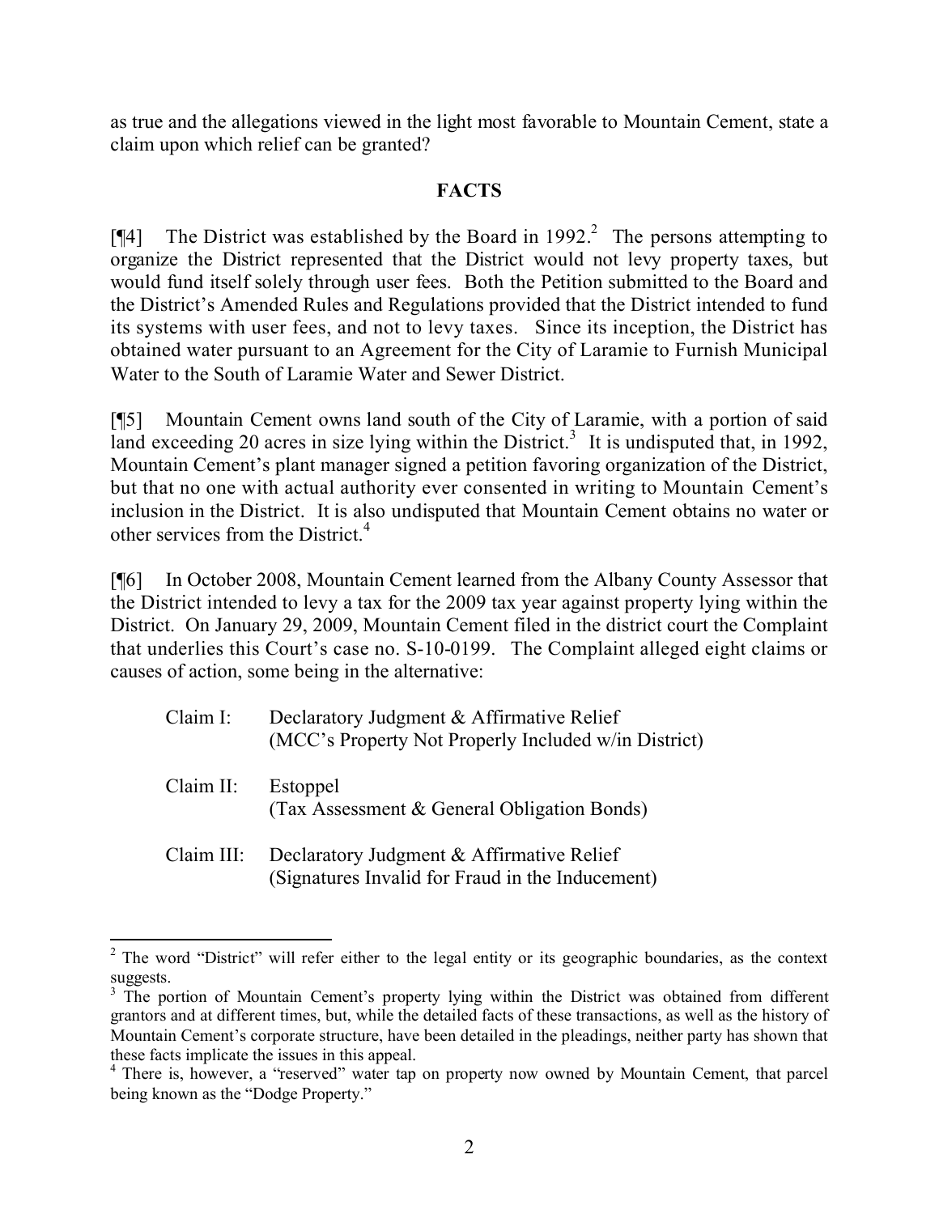as true and the allegations viewed in the light most favorable to Mountain Cement, state a claim upon which relief can be granted?

## FACTS

[¶4] The District was established by the Board in 1992.[2] The persons attempting to organize the District represented that the District would not levy property taxes, but would fund itself solely through user fees. Both the Petition submitted to the Board and the District's Amended Rules and Regulations provided that the District intended to fund its systems with user fees, and not to levy taxes. Since its inception, the District has obtained water pursuant to an Agreement for the City of Laramie to Furnish Municipal Water to the South of Laramie Water and Sewer District.

[¶5] Mountain Cement owns land south of the City of Laramie, with a portion of said land exceeding 20 acres in size lying within the District.[3] It is undisputed that, in 1992, Mountain Cement's plant manager signed a petition favoring organization of the District, but that no one with actual authority ever consented in writing to Mountain Cement's inclusion in the District. It is also undisputed that Mountain Cement obtains no water or other services from the District.[4]

[¶6] In October 2008, Mountain Cement learned from the Albany County Assessor that the District intended to levy a tax for the 2009 tax year against property lying within the District. On January 29, 2009, Mountain Cement filed in the district court the Complaint that underlies this Court's case no. S-10-0199. The Complaint alleged eight claims or causes of action, some being in the alternative:

| | |
|---|---|
| Claim I: | Declaratory Judgment & Affirmative Relief (MCC's Property Not Properly Included w/in District) |
| Claim II: | Estoppel (Tax Assessment & General Obligation Bonds) |
| Claim III: | Declaratory Judgment & Affirmative Relief (Signatures Invalid for Fraud in the Inducement) |

---

[2] The word "District" will refer either to the legal entity or its geographic boundaries, as the context suggests.

[3] The portion of Mountain Cement's property lying within the District was obtained from different grantors and at different times, but, while the detailed facts of these transactions, as well as the history of Mountain Cement's corporate structure, have been detailed in the pleadings, neither party has shown that these facts implicate the issues in this appeal.

[4] There is, however, a "reserved" water tap on property now owned by Mountain Cement, that parcel being known as the "Dodge Property."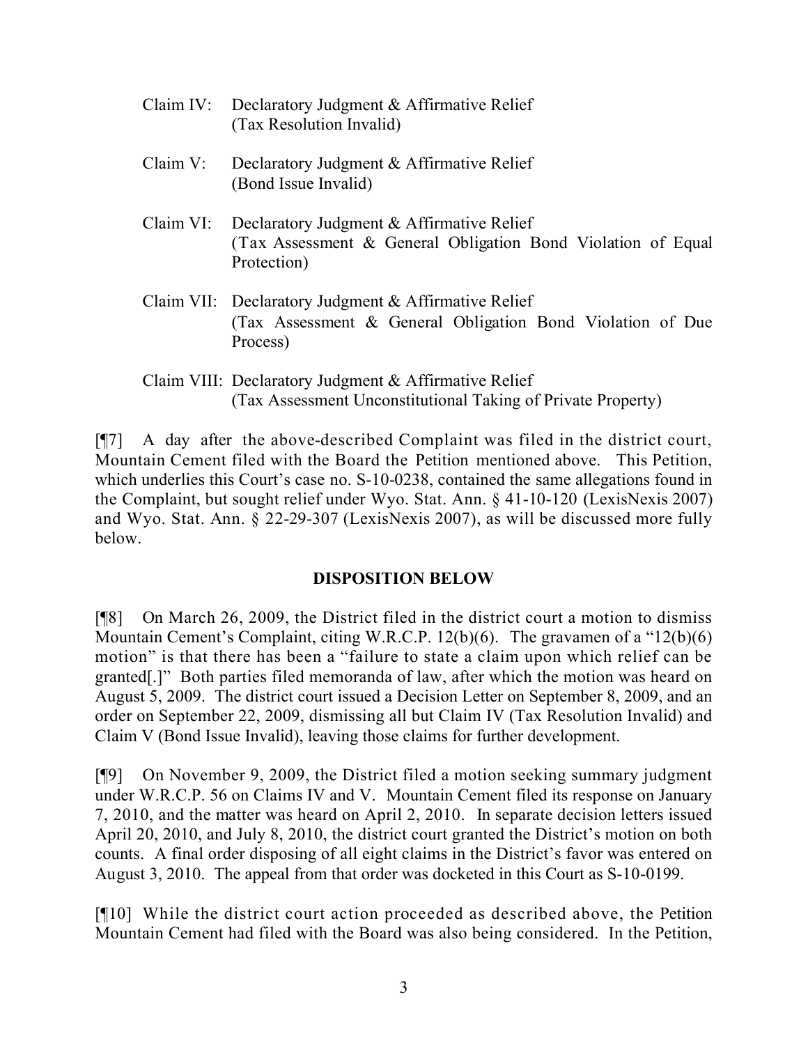Claim IV: Declaratory Judgment & Affirmative Relief
(Tax Resolution Invalid)

Claim V: Declaratory Judgment & Affirmative Relief
(Bond Issue Invalid)

Claim VI: Declaratory Judgment & Affirmative Relief
(Tax Assessment & General Obligation Bond Violation of Equal Protection)

Claim VII: Declaratory Judgment & Affirmative Relief
(Tax Assessment & General Obligation Bond Violation of Due Process)

Claim VIII: Declaratory Judgment & Affirmative Relief
(Tax Assessment Unconstitutional Taking of Private Property)

[¶7] A day after the above-described Complaint was filed in the district court, Mountain Cement filed with the Board the Petition mentioned above. This Petition, which underlies this Court's case no. S-10-0238, contained the same allegations found in the Complaint, but sought relief under Wyo. Stat. Ann. § 41-10-120 (LexisNexis 2007) and Wyo. Stat. Ann. § 22-29-307 (LexisNexis 2007), as will be discussed more fully below.

## DISPOSITION BELOW

[¶8] On March 26, 2009, the District filed in the district court a motion to dismiss Mountain Cement's Complaint, citing W.R.C.P. 12(b)(6). The gravamen of a "12(b)(6) motion" is that there has been a "failure to state a claim upon which relief can be granted[.]" Both parties filed memoranda of law, after which the motion was heard on August 5, 2009. The district court issued a Decision Letter on September 8, 2009, and an order on September 22, 2009, dismissing all but Claim IV (Tax Resolution Invalid) and Claim V (Bond Issue Invalid), leaving those claims for further development.

[¶9] On November 9, 2009, the District filed a motion seeking summary judgment under W.R.C.P. 56 on Claims IV and V. Mountain Cement filed its response on January 7, 2010, and the matter was heard on April 2, 2010. In separate decision letters issued April 20, 2010, and July 8, 2010, the district court granted the District's motion on both counts. A final order disposing of all eight claims in the District's favor was entered on August 3, 2010. The appeal from that order was docketed in this Court as S-10-0199.

[¶10] While the district court action proceeded as described above, the Petition Mountain Cement had filed with the Board was also being considered. In the Petition,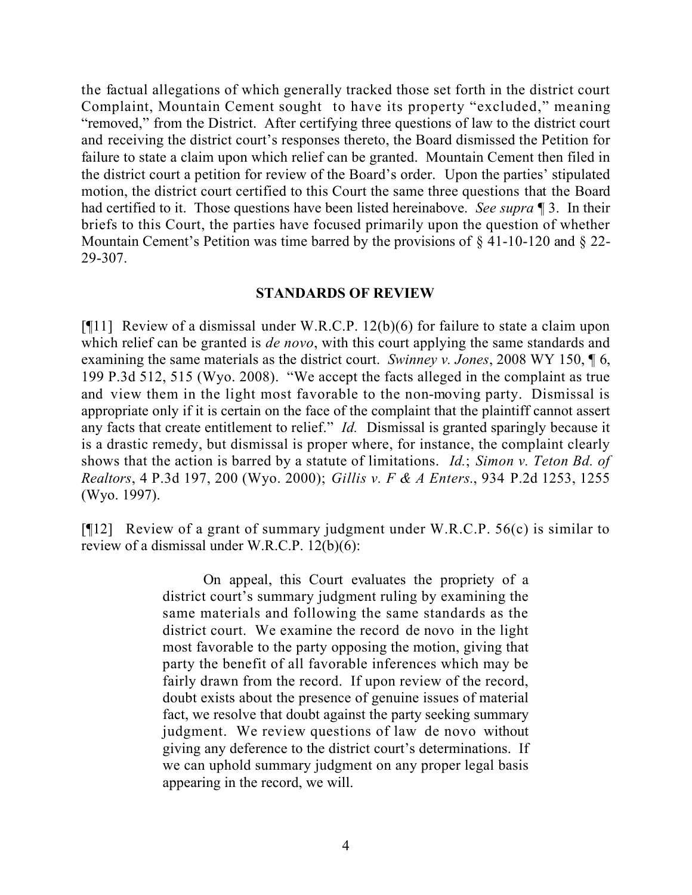the factual allegations of which generally tracked those set forth in the district court Complaint, Mountain Cement sought to have its property "excluded," meaning "removed," from the District. After certifying three questions of law to the district court and receiving the district court's responses thereto, the Board dismissed the Petition for failure to state a claim upon which relief can be granted. Mountain Cement then filed in the district court a petition for review of the Board's order. Upon the parties' stipulated motion, the district court certified to this Court the same three questions that the Board had certified to it. Those questions have been listed hereinabove. *See supra* ¶ 3. In their briefs to this Court, the parties have focused primarily upon the question of whether Mountain Cement's Petition was time barred by the provisions of § 41-10-120 and § 22-29-307.

## STANDARDS OF REVIEW

[¶11] Review of a dismissal under W.R.C.P. 12(b)(6) for failure to state a claim upon which relief can be granted is *de novo*, with this court applying the same standards and examining the same materials as the district court. *Swinney v. Jones*, 2008 WY 150, ¶ 6, 199 P.3d 512, 515 (Wyo. 2008). "We accept the facts alleged in the complaint as true and view them in the light most favorable to the non-moving party. Dismissal is appropriate only if it is certain on the face of the complaint that the plaintiff cannot assert any facts that create entitlement to relief." *Id.* Dismissal is granted sparingly because it is a drastic remedy, but dismissal is proper where, for instance, the complaint clearly shows that the action is barred by a statute of limitations. *Id.*; *Simon v. Teton Bd. of Realtors*, 4 P.3d 197, 200 (Wyo. 2000); *Gillis v. F & A Enters.*, 934 P.2d 1253, 1255 (Wyo. 1997).

[¶12] Review of a grant of summary judgment under W.R.C.P. 56(c) is similar to review of a dismissal under W.R.C.P. 12(b)(6):

> On appeal, this Court evaluates the propriety of a district court's summary judgment ruling by examining the same materials and following the same standards as the district court. We examine the record de novo in the light most favorable to the party opposing the motion, giving that party the benefit of all favorable inferences which may be fairly drawn from the record. If upon review of the record, doubt exists about the presence of genuine issues of material fact, we resolve that doubt against the party seeking summary judgment. We review questions of law de novo without giving any deference to the district court's determinations. If we can uphold summary judgment on any proper legal basis appearing in the record, we will.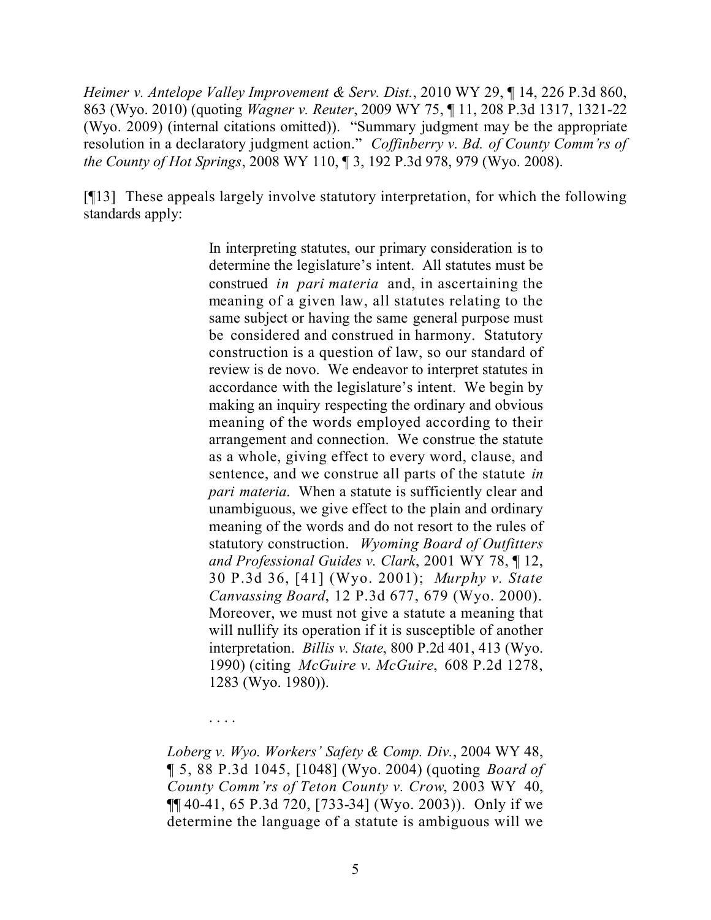*Heimer v. Antelope Valley Improvement & Serv. Dist.*, 2010 WY 29, ¶ 14, 226 P.3d 860, 863 (Wyo. 2010) (quoting *Wagner v. Reuter*, 2009 WY 75, ¶ 11, 208 P.3d 1317, 1321-22 (Wyo. 2009) (internal citations omitted)). "Summary judgment may be the appropriate resolution in a declaratory judgment action." *Coffinberry v. Bd. of County Comm'rs of the County of Hot Springs*, 2008 WY 110, ¶ 3, 192 P.3d 978, 979 (Wyo. 2008).

[¶13] These appeals largely involve statutory interpretation, for which the following standards apply:

> In interpreting statutes, our primary consideration is to determine the legislature's intent. All statutes must be construed *in pari materia* and, in ascertaining the meaning of a given law, all statutes relating to the same subject or having the same general purpose must be considered and construed in harmony. Statutory construction is a question of law, so our standard of review is de novo. We endeavor to interpret statutes in accordance with the legislature's intent. We begin by making an inquiry respecting the ordinary and obvious meaning of the words employed according to their arrangement and connection. We construe the statute as a whole, giving effect to every word, clause, and sentence, and we construe all parts of the statute *in pari materia*. When a statute is sufficiently clear and unambiguous, we give effect to the plain and ordinary meaning of the words and do not resort to the rules of statutory construction. *Wyoming Board of Outfitters and Professional Guides v. Clark*, 2001 WY 78, ¶ 12, 30 P.3d 36, [41] (Wyo. 2001); *Murphy v. State Canvassing Board*, 12 P.3d 677, 679 (Wyo. 2000). Moreover, we must not give a statute a meaning that will nullify its operation if it is susceptible of another interpretation. *Billis v. State*, 800 P.2d 401, 413 (Wyo. 1990) (citing *McGuire v. McGuire*, 608 P.2d 1278, 1283 (Wyo. 1980)).
>
> . . . .

*Loberg v. Wyo. Workers' Safety & Comp. Div.*, 2004 WY 48, ¶ 5, 88 P.3d 1045, [1048] (Wyo. 2004) (quoting *Board of County Comm'rs of Teton County v. Crow*, 2003 WY 40, ¶¶ 40-41, 65 P.3d 720, [733-34] (Wyo. 2003)). Only if we determine the language of a statute is ambiguous will we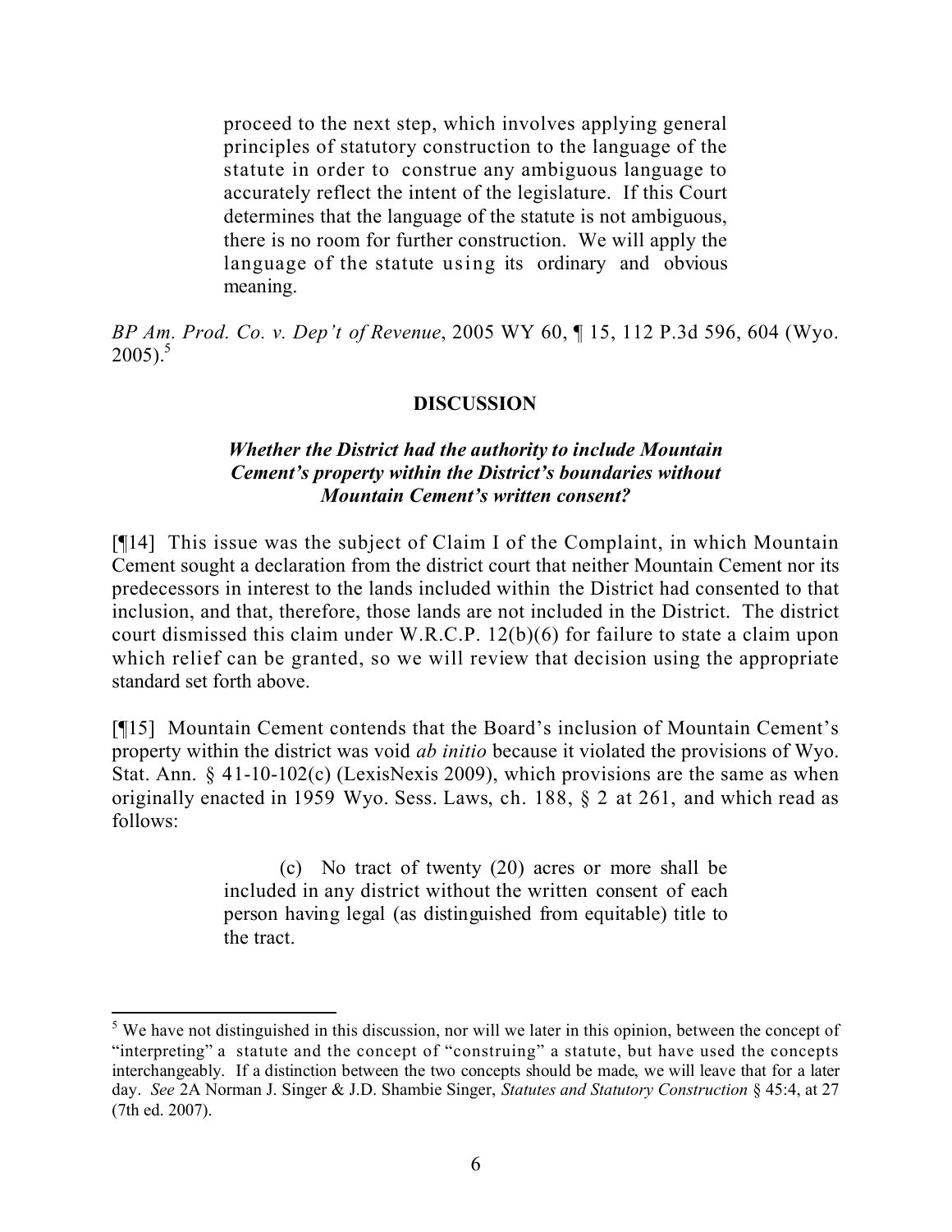> proceed to the next step, which involves applying general principles of statutory construction to the language of the statute in order to construe any ambiguous language to accurately reflect the intent of the legislature. If this Court determines that the language of the statute is not ambiguous, there is no room for further construction. We will apply the language of the statute using its ordinary and obvious meaning.

*BP Am. Prod. Co. v. Dep't of Revenue*, 2005 WY 60, ¶ 15, 112 P.3d 596, 604 (Wyo. 2005).[5]

## DISCUSSION

### *Whether the District had the authority to include Mountain Cement's property within the District's boundaries without Mountain Cement's written consent?*

[¶14] This issue was the subject of Claim I of the Complaint, in which Mountain Cement sought a declaration from the district court that neither Mountain Cement nor its predecessors in interest to the lands included within the District had consented to that inclusion, and that, therefore, those lands are not included in the District. The district court dismissed this claim under W.R.C.P. 12(b)(6) for failure to state a claim upon which relief can be granted, so we will review that decision using the appropriate standard set forth above.

[¶15] Mountain Cement contends that the Board's inclusion of Mountain Cement's property within the district was void *ab initio* because it violated the provisions of Wyo. Stat. Ann. § 41-10-102(c) (LexisNexis 2009), which provisions are the same as when originally enacted in 1959 Wyo. Sess. Laws, ch. 188, § 2 at 261, and which read as follows:

> (c) No tract of twenty (20) acres or more shall be included in any district without the written consent of each person having legal (as distinguished from equitable) title to the tract.

---

[5] We have not distinguished in this discussion, nor will we later in this opinion, between the concept of "interpreting" a statute and the concept of "construing" a statute, but have used the concepts interchangeably. If a distinction between the two concepts should be made, we will leave that for a later day. *See* 2A Norman J. Singer & J.D. Shambie Singer, *Statutes and Statutory Construction* § 45:4, at 27 (7th ed. 2007).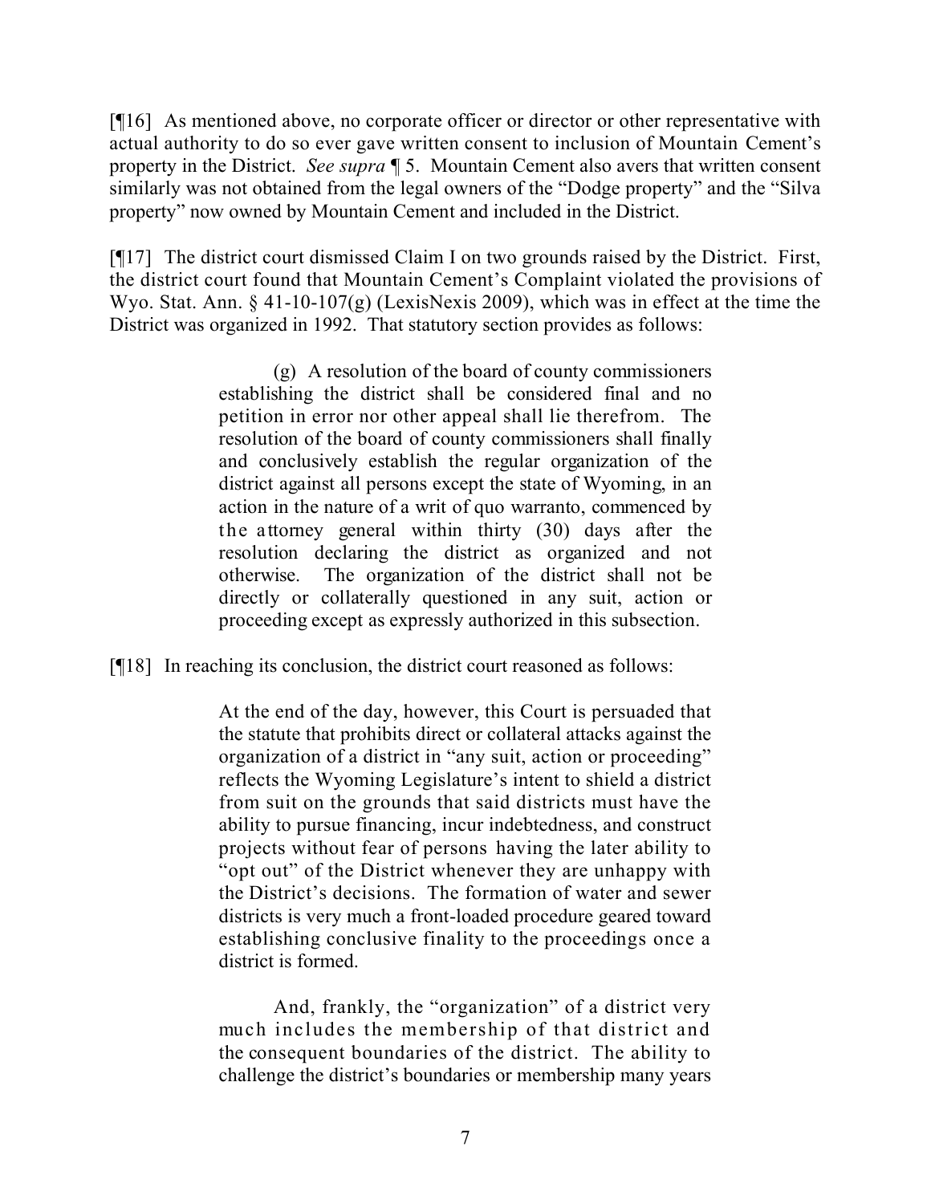[¶16] As mentioned above, no corporate officer or director or other representative with actual authority to do so ever gave written consent to inclusion of Mountain Cement's property in the District. *See supra* ¶ 5. Mountain Cement also avers that written consent similarly was not obtained from the legal owners of the "Dodge property" and the "Silva property" now owned by Mountain Cement and included in the District.

[¶17] The district court dismissed Claim I on two grounds raised by the District. First, the district court found that Mountain Cement's Complaint violated the provisions of Wyo. Stat. Ann. § 41-10-107(g) (LexisNexis 2009), which was in effect at the time the District was organized in 1992. That statutory section provides as follows:

> (g) A resolution of the board of county commissioners establishing the district shall be considered final and no petition in error nor other appeal shall lie therefrom. The resolution of the board of county commissioners shall finally and conclusively establish the regular organization of the district against all persons except the state of Wyoming, in an action in the nature of a writ of quo warranto, commenced by the attorney general within thirty (30) days after the resolution declaring the district as organized and not otherwise. The organization of the district shall not be directly or collaterally questioned in any suit, action or proceeding except as expressly authorized in this subsection.

[¶18] In reaching its conclusion, the district court reasoned as follows:

> At the end of the day, however, this Court is persuaded that the statute that prohibits direct or collateral attacks against the organization of a district in "any suit, action or proceeding" reflects the Wyoming Legislature's intent to shield a district from suit on the grounds that said districts must have the ability to pursue financing, incur indebtedness, and construct projects without fear of persons having the later ability to "opt out" of the District whenever they are unhappy with the District's decisions. The formation of water and sewer districts is very much a front-loaded procedure geared toward establishing conclusive finality to the proceedings once a district is formed.
>
> And, frankly, the "organization" of a district very much includes the membership of that district and the consequent boundaries of the district. The ability to challenge the district's boundaries or membership many years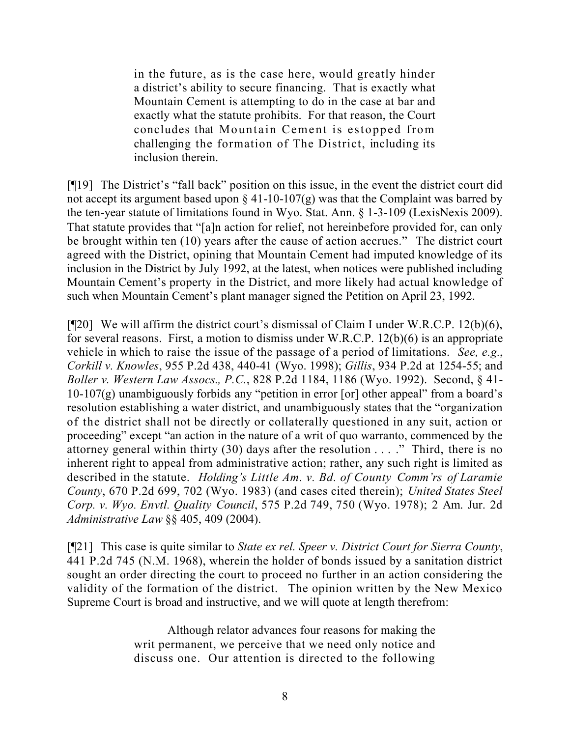> in the future, as is the case here, would greatly hinder a district's ability to secure financing. That is exactly what Mountain Cement is attempting to do in the case at bar and exactly what the statute prohibits. For that reason, the Court concludes that Mountain Cement is estopped from challenging the formation of The District, including its inclusion therein.

[¶19] The District's "fall back" position on this issue, in the event the district court did not accept its argument based upon § 41-10-107(g) was that the Complaint was barred by the ten-year statute of limitations found in Wyo. Stat. Ann. § 1-3-109 (LexisNexis 2009). That statute provides that "[a]n action for relief, not hereinbefore provided for, can only be brought within ten (10) years after the cause of action accrues." The district court agreed with the District, opining that Mountain Cement had imputed knowledge of its inclusion in the District by July 1992, at the latest, when notices were published including Mountain Cement's property in the District, and more likely had actual knowledge of such when Mountain Cement's plant manager signed the Petition on April 23, 1992.

[¶20] We will affirm the district court's dismissal of Claim I under W.R.C.P. 12(b)(6), for several reasons. First, a motion to dismiss under W.R.C.P. 12(b)(6) is an appropriate vehicle in which to raise the issue of the passage of a period of limitations. *See, e.g.*, *Corkill v. Knowles*, 955 P.2d 438, 440-41 (Wyo. 1998); *Gillis*, 934 P.2d at 1254-55; and *Boller v. Western Law Assocs., P.C.*, 828 P.2d 1184, 1186 (Wyo. 1992). Second, § 41-10-107(g) unambiguously forbids any "petition in error [or] other appeal" from a board's resolution establishing a water district, and unambiguously states that the "organization of the district shall not be directly or collaterally questioned in any suit, action or proceeding" except "an action in the nature of a writ of quo warranto, commenced by the attorney general within thirty (30) days after the resolution . . . ." Third, there is no inherent right to appeal from administrative action; rather, any such right is limited as described in the statute. *Holding's Little Am. v. Bd. of County Comm'rs of Laramie County*, 670 P.2d 699, 702 (Wyo. 1983) (and cases cited therein); *United States Steel Corp. v. Wyo. Envtl. Quality Council*, 575 P.2d 749, 750 (Wyo. 1978); 2 Am. Jur. 2d *Administrative Law* §§ 405, 409 (2004).

[¶21] This case is quite similar to *State ex rel. Speer v. District Court for Sierra County*, 441 P.2d 745 (N.M. 1968), wherein the holder of bonds issued by a sanitation district sought an order directing the court to proceed no further in an action considering the validity of the formation of the district. The opinion written by the New Mexico Supreme Court is broad and instructive, and we will quote at length therefrom:

> Although relator advances four reasons for making the writ permanent, we perceive that we need only notice and discuss one. Our attention is directed to the following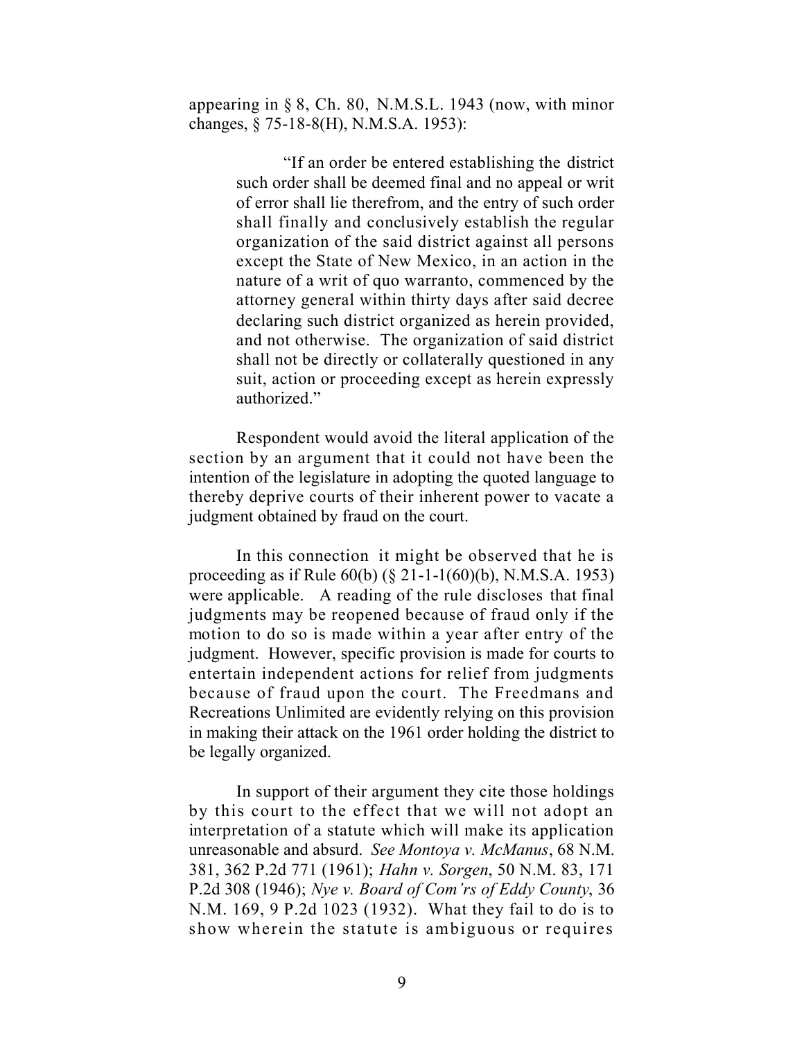appearing in § 8, Ch. 80, N.M.S.L. 1943 (now, with minor changes, § 75-18-8(H), N.M.S.A. 1953):

> "If an order be entered establishing the district such order shall be deemed final and no appeal or writ of error shall lie therefrom, and the entry of such order shall finally and conclusively establish the regular organization of the said district against all persons except the State of New Mexico, in an action in the nature of a writ of quo warranto, commenced by the attorney general within thirty days after said decree declaring such district organized as herein provided, and not otherwise. The organization of said district shall not be directly or collaterally questioned in any suit, action or proceeding except as herein expressly authorized."

Respondent would avoid the literal application of the section by an argument that it could not have been the intention of the legislature in adopting the quoted language to thereby deprive courts of their inherent power to vacate a judgment obtained by fraud on the court.

In this connection it might be observed that he is proceeding as if Rule 60(b) (§ 21-1-1(60)(b), N.M.S.A. 1953) were applicable. A reading of the rule discloses that final judgments may be reopened because of fraud only if the motion to do so is made within a year after entry of the judgment. However, specific provision is made for courts to entertain independent actions for relief from judgments because of fraud upon the court. The Freedmans and Recreations Unlimited are evidently relying on this provision in making their attack on the 1961 order holding the district to be legally organized.

In support of their argument they cite those holdings by this court to the effect that we will not adopt an interpretation of a statute which will make its application unreasonable and absurd. *See Montoya v. McManus*, 68 N.M. 381, 362 P.2d 771 (1961); *Hahn v. Sorgen*, 50 N.M. 83, 171 P.2d 308 (1946); *Nye v. Board of Com'rs of Eddy County*, 36 N.M. 169, 9 P.2d 1023 (1932). What they fail to do is to show wherein the statute is ambiguous or requires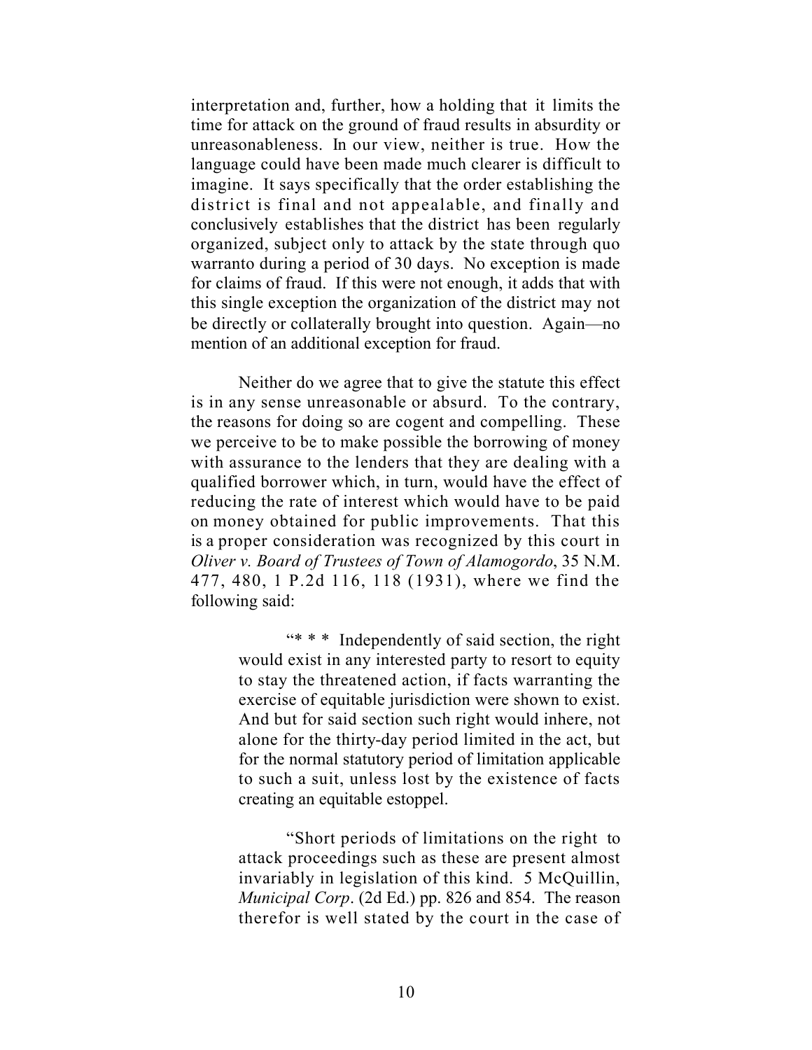interpretation and, further, how a holding that it limits the time for attack on the ground of fraud results in absurdity or unreasonableness. In our view, neither is true. How the language could have been made much clearer is difficult to imagine. It says specifically that the order establishing the district is final and not appealable, and finally and conclusively establishes that the district has been regularly organized, subject only to attack by the state through quo warranto during a period of 30 days. No exception is made for claims of fraud. If this were not enough, it adds that with this single exception the organization of the district may not be directly or collaterally brought into question. Again—no mention of an additional exception for fraud.

Neither do we agree that to give the statute this effect is in any sense unreasonable or absurd. To the contrary, the reasons for doing so are cogent and compelling. These we perceive to be to make possible the borrowing of money with assurance to the lenders that they are dealing with a qualified borrower which, in turn, would have the effect of reducing the rate of interest which would have to be paid on money obtained for public improvements. That this is a proper consideration was recognized by this court in *Oliver v. Board of Trustees of Town of Alamogordo*, 35 N.M. 477, 480, 1 P.2d 116, 118 (1931), where we find the following said:

> "* * * Independently of said section, the right would exist in any interested party to resort to equity to stay the threatened action, if facts warranting the exercise of equitable jurisdiction were shown to exist. And but for said section such right would inhere, not alone for the thirty-day period limited in the act, but for the normal statutory period of limitation applicable to such a suit, unless lost by the existence of facts creating an equitable estoppel.
>
> "Short periods of limitations on the right to attack proceedings such as these are present almost invariably in legislation of this kind. 5 McQuillin, *Municipal Corp*. (2d Ed.) pp. 826 and 854. The reason therefor is well stated by the court in the case of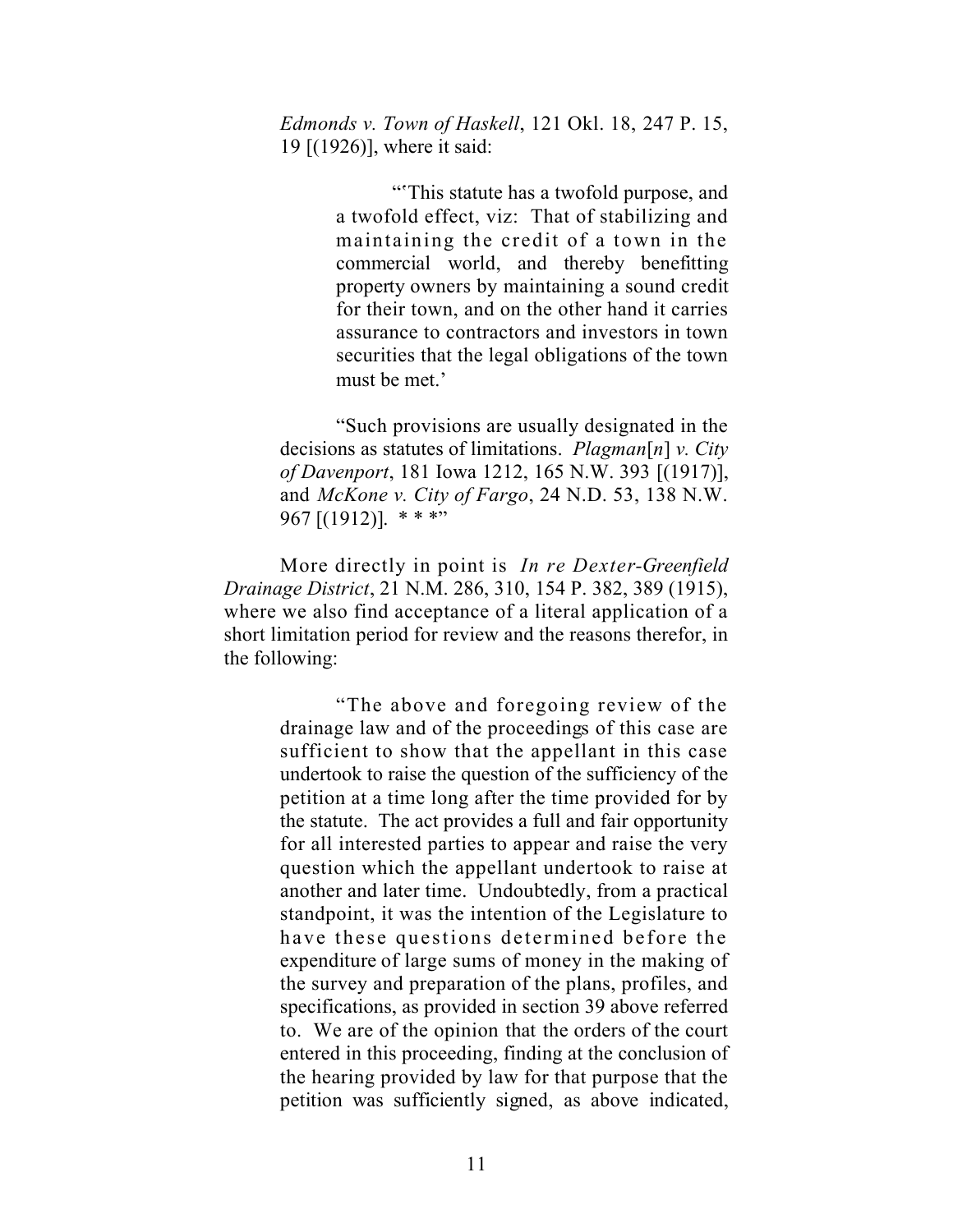*Edmonds v. Town of Haskell*, 121 Okl. 18, 247 P. 15, 19 [(1926)], where it said:

> "'This statute has a twofold purpose, and a twofold effect, viz: That of stabilizing and maintaining the credit of a town in the commercial world, and thereby benefitting property owners by maintaining a sound credit for their town, and on the other hand it carries assurance to contractors and investors in town securities that the legal obligations of the town must be met.'
>
> "Such provisions are usually designated in the decisions as statutes of limitations. *Plagman*[*n*] *v. City of Davenport*, 181 Iowa 1212, 165 N.W. 393 [(1917)], and *McKone v. City of Fargo*, 24 N.D. 53, 138 N.W. 967 [(1912)]. * * *"

More directly in point is *In re Dexter-Greenfield Drainage District*, 21 N.M. 286, 310, 154 P. 382, 389 (1915), where we also find acceptance of a literal application of a short limitation period for review and the reasons therefor, in the following:

> "The above and foregoing review of the drainage law and of the proceedings of this case are sufficient to show that the appellant in this case undertook to raise the question of the sufficiency of the petition at a time long after the time provided for by the statute. The act provides a full and fair opportunity for all interested parties to appear and raise the very question which the appellant undertook to raise at another and later time. Undoubtedly, from a practical standpoint, it was the intention of the Legislature to have these questions determined before the expenditure of large sums of money in the making of the survey and preparation of the plans, profiles, and specifications, as provided in section 39 above referred to. We are of the opinion that the orders of the court entered in this proceeding, finding at the conclusion of the hearing provided by law for that purpose that the petition was sufficiently signed, as above indicated,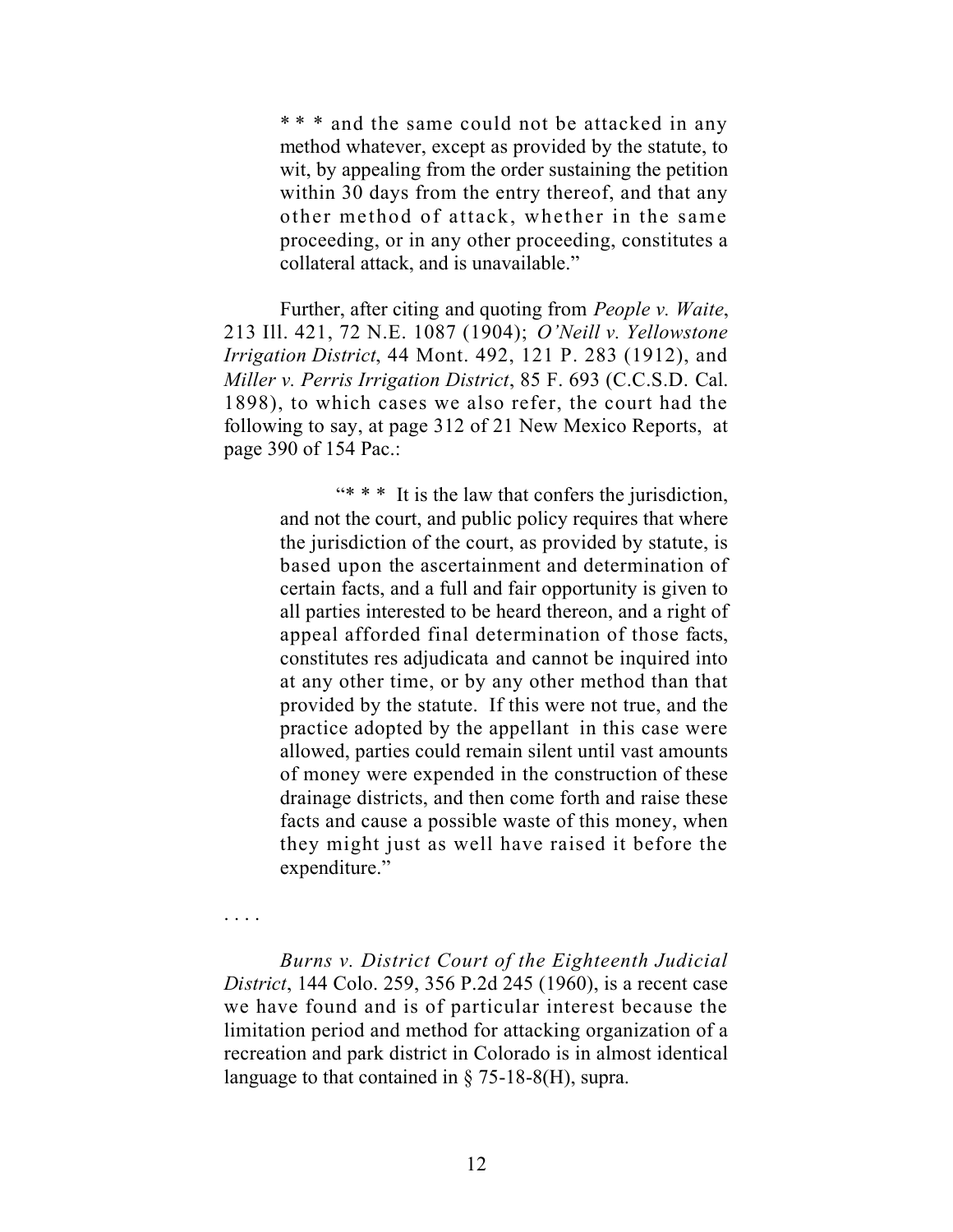> \* \* \* and the same could not be attacked in any method whatever, except as provided by the statute, to wit, by appealing from the order sustaining the petition within 30 days from the entry thereof, and that any other method of attack, whether in the same proceeding, or in any other proceeding, constitutes a collateral attack, and is unavailable."

Further, after citing and quoting from *People v. Waite*, 213 Ill. 421, 72 N.E. 1087 (1904); *O'Neill v. Yellowstone Irrigation District*, 44 Mont. 492, 121 P. 283 (1912), and *Miller v. Perris Irrigation District*, 85 F. 693 (C.C.S.D. Cal. 1898), to which cases we also refer, the court had the following to say, at page 312 of 21 New Mexico Reports, at page 390 of 154 Pac.:

> "\* \* \* It is the law that confers the jurisdiction, and not the court, and public policy requires that where the jurisdiction of the court, as provided by statute, is based upon the ascertainment and determination of certain facts, and a full and fair opportunity is given to all parties interested to be heard thereon, and a right of appeal afforded final determination of those facts, constitutes res adjudicata and cannot be inquired into at any other time, or by any other method than that provided by the statute. If this were not true, and the practice adopted by the appellant in this case were allowed, parties could remain silent until vast amounts of money were expended in the construction of these drainage districts, and then come forth and raise these facts and cause a possible waste of this money, when they might just as well have raised it before the expenditure."

. . . .

*Burns v. District Court of the Eighteenth Judicial District*, 144 Colo. 259, 356 P.2d 245 (1960), is a recent case we have found and is of particular interest because the limitation period and method for attacking organization of a recreation and park district in Colorado is in almost identical language to that contained in § 75-18-8(H), supra.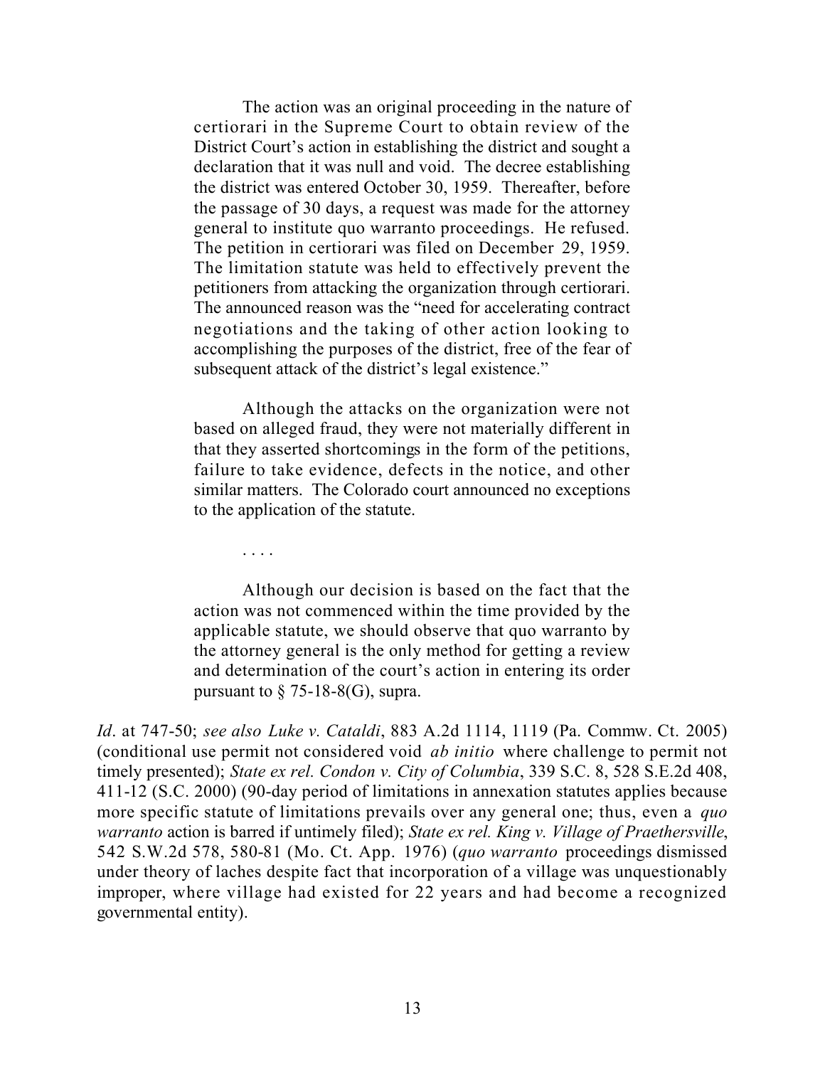> The action was an original proceeding in the nature of certiorari in the Supreme Court to obtain review of the District Court's action in establishing the district and sought a declaration that it was null and void. The decree establishing the district was entered October 30, 1959. Thereafter, before the passage of 30 days, a request was made for the attorney general to institute quo warranto proceedings. He refused. The petition in certiorari was filed on December 29, 1959. The limitation statute was held to effectively prevent the petitioners from attacking the organization through certiorari. The announced reason was the "need for accelerating contract negotiations and the taking of other action looking to accomplishing the purposes of the district, free of the fear of subsequent attack of the district's legal existence."
>
> Although the attacks on the organization were not based on alleged fraud, they were not materially different in that they asserted shortcomings in the form of the petitions, failure to take evidence, defects in the notice, and other similar matters. The Colorado court announced no exceptions to the application of the statute.
>
> . . . .
>
> Although our decision is based on the fact that the action was not commenced within the time provided by the applicable statute, we should observe that quo warranto by the attorney general is the only method for getting a review and determination of the court's action in entering its order pursuant to § 75-18-8(G), supra.

*Id*. at 747-50; *see also Luke v. Cataldi*, 883 A.2d 1114, 1119 (Pa. Commw. Ct. 2005) (conditional use permit not considered void *ab initio* where challenge to permit not timely presented); *State ex rel. Condon v. City of Columbia*, 339 S.C. 8, 528 S.E.2d 408, 411-12 (S.C. 2000) (90-day period of limitations in annexation statutes applies because more specific statute of limitations prevails over any general one; thus, even a *quo warranto* action is barred if untimely filed); *State ex rel. King v. Village of Praethersville*, 542 S.W.2d 578, 580-81 (Mo. Ct. App. 1976) (*quo warranto* proceedings dismissed under theory of laches despite fact that incorporation of a village was unquestionably improper, where village had existed for 22 years and had become a recognized governmental entity).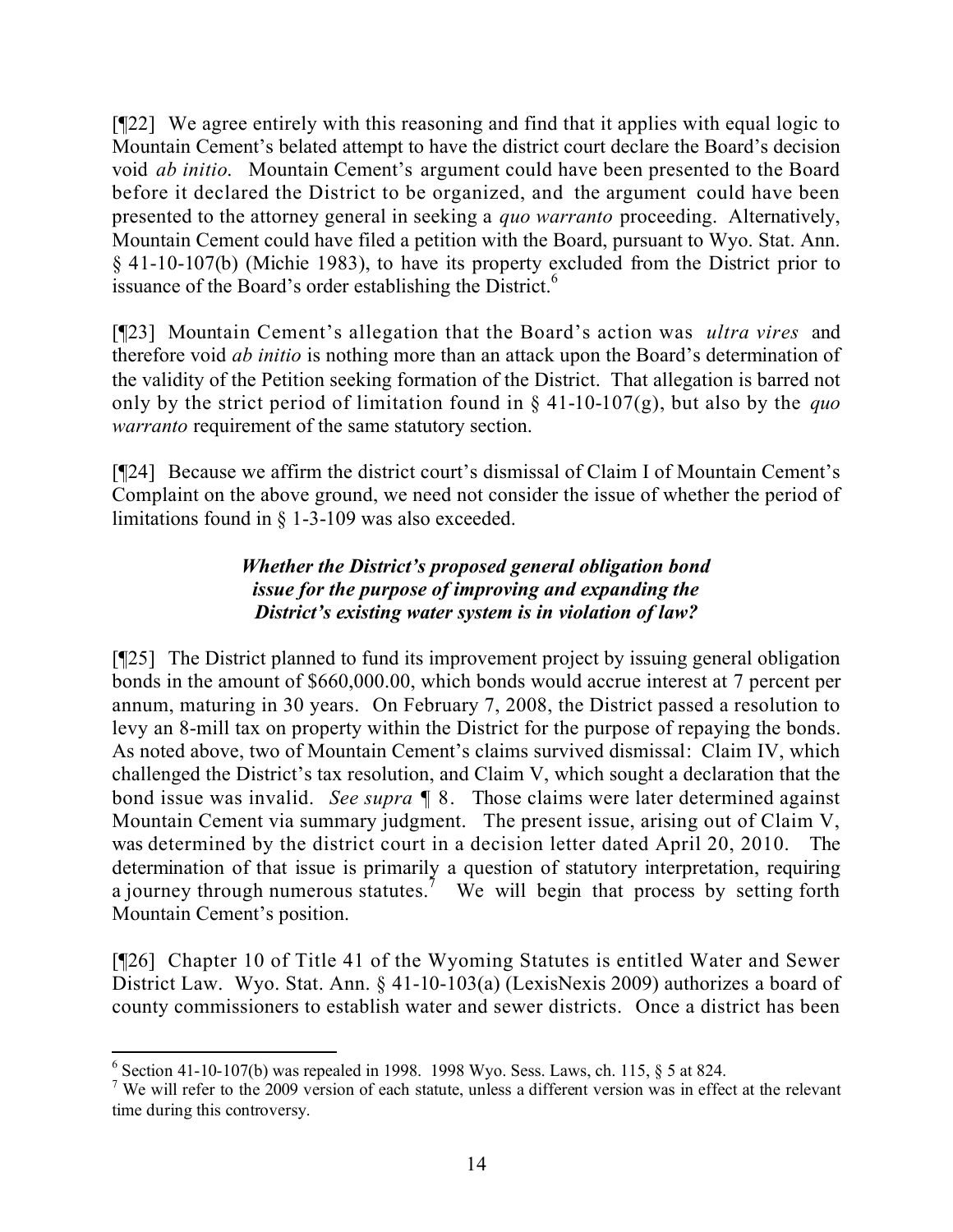[¶22] We agree entirely with this reasoning and find that it applies with equal logic to Mountain Cement's belated attempt to have the district court declare the Board's decision void *ab initio*. Mountain Cement's argument could have been presented to the Board before it declared the District to be organized, and the argument could have been presented to the attorney general in seeking a *quo warranto* proceeding. Alternatively, Mountain Cement could have filed a petition with the Board, pursuant to Wyo. Stat. Ann. § 41-10-107(b) (Michie 1983), to have its property excluded from the District prior to issuance of the Board's order establishing the District.[6]

[¶23] Mountain Cement's allegation that the Board's action was *ultra vires* and therefore void *ab initio* is nothing more than an attack upon the Board's determination of the validity of the Petition seeking formation of the District. That allegation is barred not only by the strict period of limitation found in § 41-10-107(g), but also by the *quo warranto* requirement of the same statutory section.

[¶24] Because we affirm the district court's dismissal of Claim I of Mountain Cement's Complaint on the above ground, we need not consider the issue of whether the period of limitations found in § 1-3-109 was also exceeded.

### *Whether the District's proposed general obligation bond issue for the purpose of improving and expanding the District's existing water system is in violation of law?*

[¶25] The District planned to fund its improvement project by issuing general obligation bonds in the amount of $660,000.00, which bonds would accrue interest at 7 percent per annum, maturing in 30 years. On February 7, 2008, the District passed a resolution to levy an 8-mill tax on property within the District for the purpose of repaying the bonds. As noted above, two of Mountain Cement's claims survived dismissal: Claim IV, which challenged the District's tax resolution, and Claim V, which sought a declaration that the bond issue was invalid. *See supra* ¶ 8. Those claims were later determined against Mountain Cement via summary judgment. The present issue, arising out of Claim V, was determined by the district court in a decision letter dated April 20, 2010. The determination of that issue is primarily a question of statutory interpretation, requiring a journey through numerous statutes.[7] We will begin that process by setting forth Mountain Cement's position.

[¶26] Chapter 10 of Title 41 of the Wyoming Statutes is entitled Water and Sewer District Law. Wyo. Stat. Ann. § 41-10-103(a) (LexisNexis 2009) authorizes a board of county commissioners to establish water and sewer districts. Once a district has been

---

[6] Section 41-10-107(b) was repealed in 1998. 1998 Wyo. Sess. Laws, ch. 115, § 5 at 824.

[7] We will refer to the 2009 version of each statute, unless a different version was in effect at the relevant time during this controversy.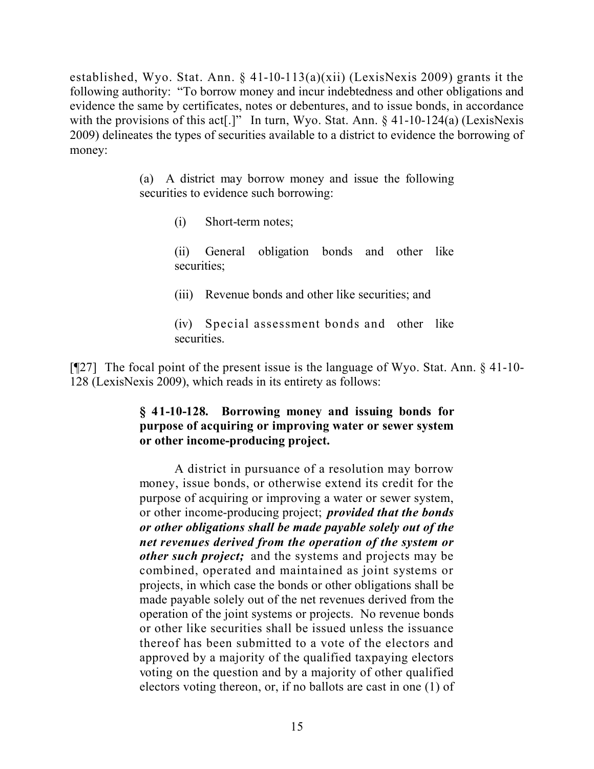established, Wyo. Stat. Ann. § 41-10-113(a)(xii) (LexisNexis 2009) grants it the following authority: "To borrow money and incur indebtedness and other obligations and evidence the same by certificates, notes or debentures, and to issue bonds, in accordance with the provisions of this act[.]" In turn, Wyo. Stat. Ann. § 41-10-124(a) (LexisNexis 2009) delineates the types of securities available to a district to evidence the borrowing of money:

> (a) A district may borrow money and issue the following securities to evidence such borrowing:
>
> (i) Short-term notes;
>
> (ii) General obligation bonds and other like securities;
>
> (iii) Revenue bonds and other like securities; and
>
> (iv) Special assessment bonds and other like securities.

[¶27] The focal point of the present issue is the language of Wyo. Stat. Ann. § 41-10-128 (LexisNexis 2009), which reads in its entirety as follows:

> **§ 41-10-128. Borrowing money and issuing bonds for purpose of acquiring or improving water or sewer system or other income-producing project.**
>
> A district in pursuance of a resolution may borrow money, issue bonds, or otherwise extend its credit for the purpose of acquiring or improving a water or sewer system, or other income-producing project; ***provided that the bonds or other obligations shall be made payable solely out of the net revenues derived from the operation of the system or other such project;*** and the systems and projects may be combined, operated and maintained as joint systems or projects, in which case the bonds or other obligations shall be made payable solely out of the net revenues derived from the operation of the joint systems or projects. No revenue bonds or other like securities shall be issued unless the issuance thereof has been submitted to a vote of the electors and approved by a majority of the qualified taxpaying electors voting on the question and by a majority of other qualified electors voting thereon, or, if no ballots are cast in one (1) of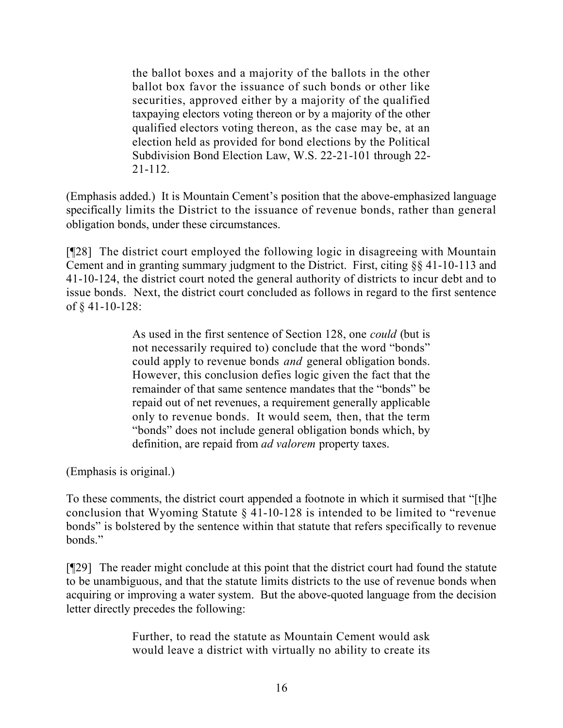> the ballot boxes and a majority of the ballots in the other ballot box favor the issuance of such bonds or other like securities, approved either by a majority of the qualified taxpaying electors voting thereon or by a majority of the other qualified electors voting thereon, as the case may be, at an election held as provided for bond elections by the Political Subdivision Bond Election Law, W.S. 22-21-101 through 22-21-112.

(Emphasis added.) It is Mountain Cement's position that the above-emphasized language specifically limits the District to the issuance of revenue bonds, rather than general obligation bonds, under these circumstances.

[¶28] The district court employed the following logic in disagreeing with Mountain Cement and in granting summary judgment to the District. First, citing §§ 41-10-113 and 41-10-124, the district court noted the general authority of districts to incur debt and to issue bonds. Next, the district court concluded as follows in regard to the first sentence of § 41-10-128:

> As used in the first sentence of Section 128, one *could* (but is not necessarily required to) conclude that the word "bonds" could apply to revenue bonds *and* general obligation bonds. However, this conclusion defies logic given the fact that the remainder of that same sentence mandates that the "bonds" be repaid out of net revenues, a requirement generally applicable only to revenue bonds. It would seem, then, that the term "bonds" does not include general obligation bonds which, by definition, are repaid from *ad valorem* property taxes.

(Emphasis is original.)

To these comments, the district court appended a footnote in which it surmised that "[t]he conclusion that Wyoming Statute § 41-10-128 is intended to be limited to "revenue bonds" is bolstered by the sentence within that statute that refers specifically to revenue bonds."

[¶29] The reader might conclude at this point that the district court had found the statute to be unambiguous, and that the statute limits districts to the use of revenue bonds when acquiring or improving a water system. But the above-quoted language from the decision letter directly precedes the following:

> Further, to read the statute as Mountain Cement would ask would leave a district with virtually no ability to create its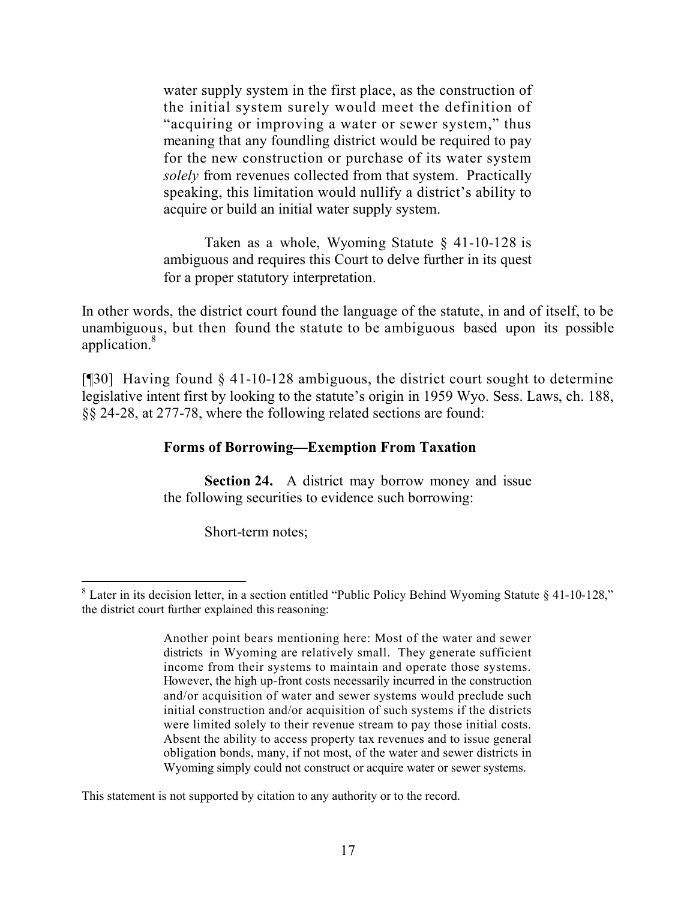> water supply system in the first place, as the construction of the initial system surely would meet the definition of "acquiring or improving a water or sewer system," thus meaning that any foundling district would be required to pay for the new construction or purchase of its water system *solely* from revenues collected from that system. Practically speaking, this limitation would nullify a district's ability to acquire or build an initial water supply system.
>
> Taken as a whole, Wyoming Statute § 41-10-128 is ambiguous and requires this Court to delve further in its quest for a proper statutory interpretation.

In other words, the district court found the language of the statute, in and of itself, to be unambiguous, but then found the statute to be ambiguous based upon its possible application.[8]

[¶30] Having found § 41-10-128 ambiguous, the district court sought to determine legislative intent first by looking to the statute's origin in 1959 Wyo. Sess. Laws, ch. 188, §§ 24-28, at 277-78, where the following related sections are found:

> **Forms of Borrowing—Exemption From Taxation**
>
> **Section 24.** A district may borrow money and issue the following securities to evidence such borrowing:
>
> Short-term notes;

---

[8] Later in its decision letter, in a section entitled "Public Policy Behind Wyoming Statute § 41-10-128," the district court further explained this reasoning:

> Another point bears mentioning here: Most of the water and sewer districts in Wyoming are relatively small. They generate sufficient income from their systems to maintain and operate those systems. However, the high up-front costs necessarily incurred in the construction and/or acquisition of water and sewer systems would preclude such initial construction and/or acquisition of such systems if the districts were limited solely to their revenue stream to pay those initial costs. Absent the ability to access property tax revenues and to issue general obligation bonds, many, if not most, of the water and sewer districts in Wyoming simply could not construct or acquire water or sewer systems.

This statement is not supported by citation to any authority or to the record.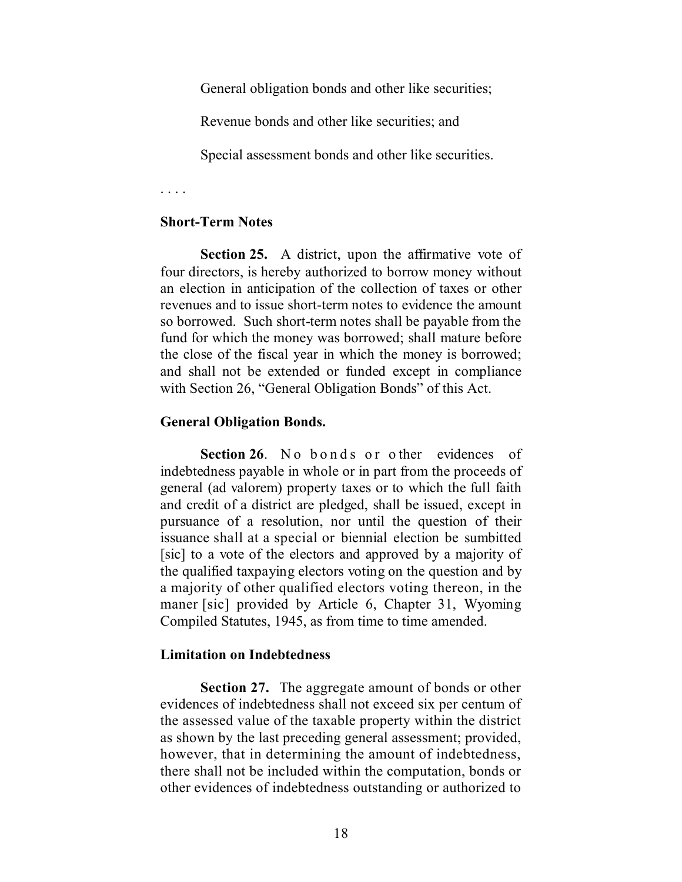General obligation bonds and other like securities;

Revenue bonds and other like securities; and

Special assessment bonds and other like securities.

. . . .

**Short-Term Notes**

**Section 25.** A district, upon the affirmative vote of four directors, is hereby authorized to borrow money without an election in anticipation of the collection of taxes or other revenues and to issue short-term notes to evidence the amount so borrowed. Such short-term notes shall be payable from the fund for which the money was borrowed; shall mature before the close of the fiscal year in which the money is borrowed; and shall not be extended or funded except in compliance with Section 26, "General Obligation Bonds" of this Act.

**General Obligation Bonds.**

**Section 26**. No bonds or other evidences of indebtedness payable in whole or in part from the proceeds of general (ad valorem) property taxes or to which the full faith and credit of a district are pledged, shall be issued, except in pursuance of a resolution, nor until the question of their issuance shall at a special or biennial election be sumbitted [sic] to a vote of the electors and approved by a majority of the qualified taxpaying electors voting on the question and by a majority of other qualified electors voting thereon, in the maner [sic] provided by Article 6, Chapter 31, Wyoming Compiled Statutes, 1945, as from time to time amended.

**Limitation on Indebtedness**

**Section 27.** The aggregate amount of bonds or other evidences of indebtedness shall not exceed six per centum of the assessed value of the taxable property within the district as shown by the last preceding general assessment; provided, however, that in determining the amount of indebtedness, there shall not be included within the computation, bonds or other evidences of indebtedness outstanding or authorized to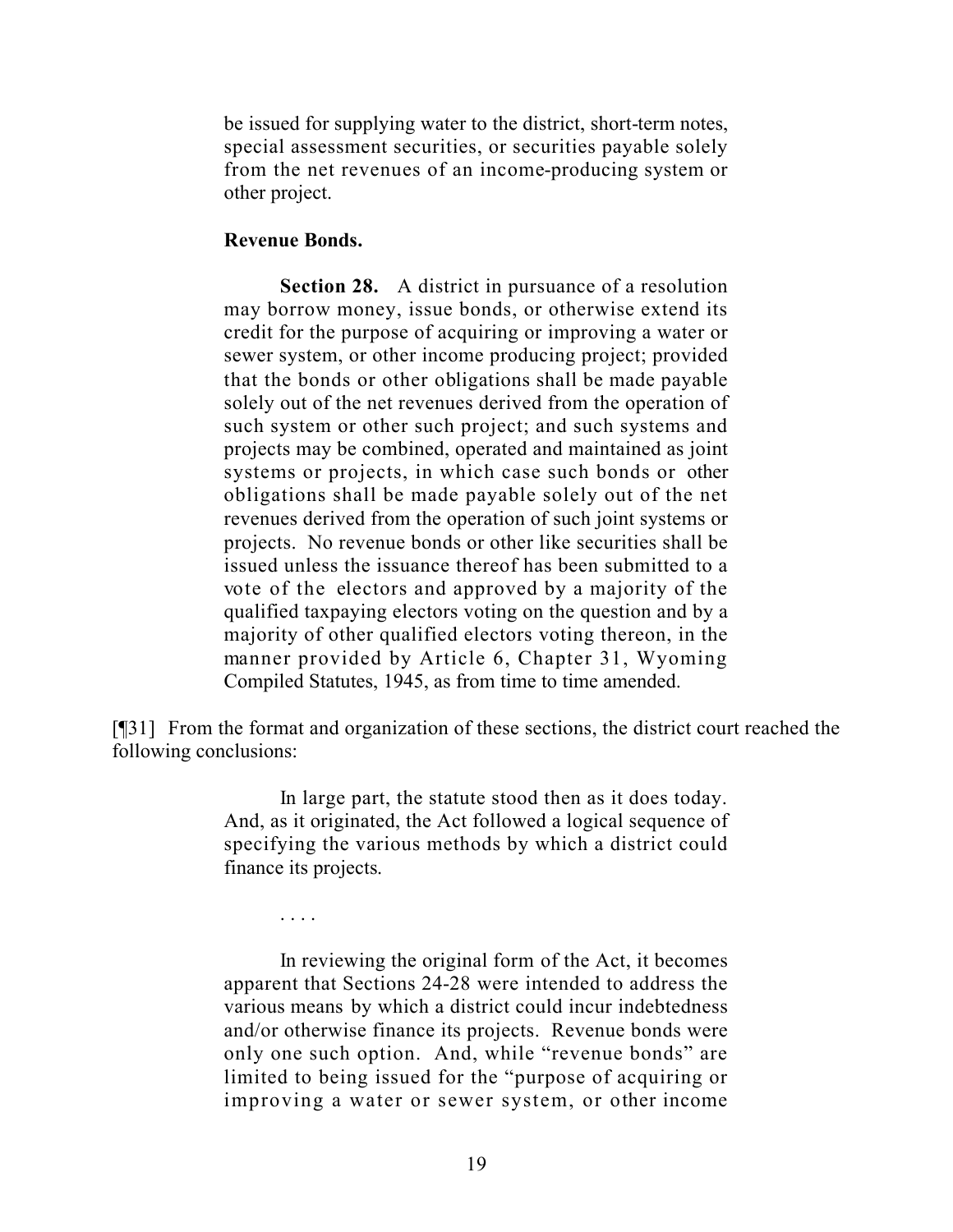> be issued for supplying water to the district, short-term notes, special assessment securities, or securities payable solely from the net revenues of an income-producing system or other project.
>
> **Revenue Bonds.**
>
> **Section 28.** A district in pursuance of a resolution may borrow money, issue bonds, or otherwise extend its credit for the purpose of acquiring or improving a water or sewer system, or other income producing project; provided that the bonds or other obligations shall be made payable solely out of the net revenues derived from the operation of such system or other such project; and such systems and projects may be combined, operated and maintained as joint systems or projects, in which case such bonds or other obligations shall be made payable solely out of the net revenues derived from the operation of such joint systems or projects. No revenue bonds or other like securities shall be issued unless the issuance thereof has been submitted to a vote of the electors and approved by a majority of the qualified taxpaying electors voting on the question and by a majority of other qualified electors voting thereon, in the manner provided by Article 6, Chapter 31, Wyoming Compiled Statutes, 1945, as from time to time amended.

[¶31] From the format and organization of these sections, the district court reached the following conclusions:

> In large part, the statute stood then as it does today. And, as it originated, the Act followed a logical sequence of specifying the various methods by which a district could finance its projects.
>
> . . . .
>
> In reviewing the original form of the Act, it becomes apparent that Sections 24-28 were intended to address the various means by which a district could incur indebtedness and/or otherwise finance its projects. Revenue bonds were only one such option. And, while "revenue bonds" are limited to being issued for the "purpose of acquiring or improving a water or sewer system, or other income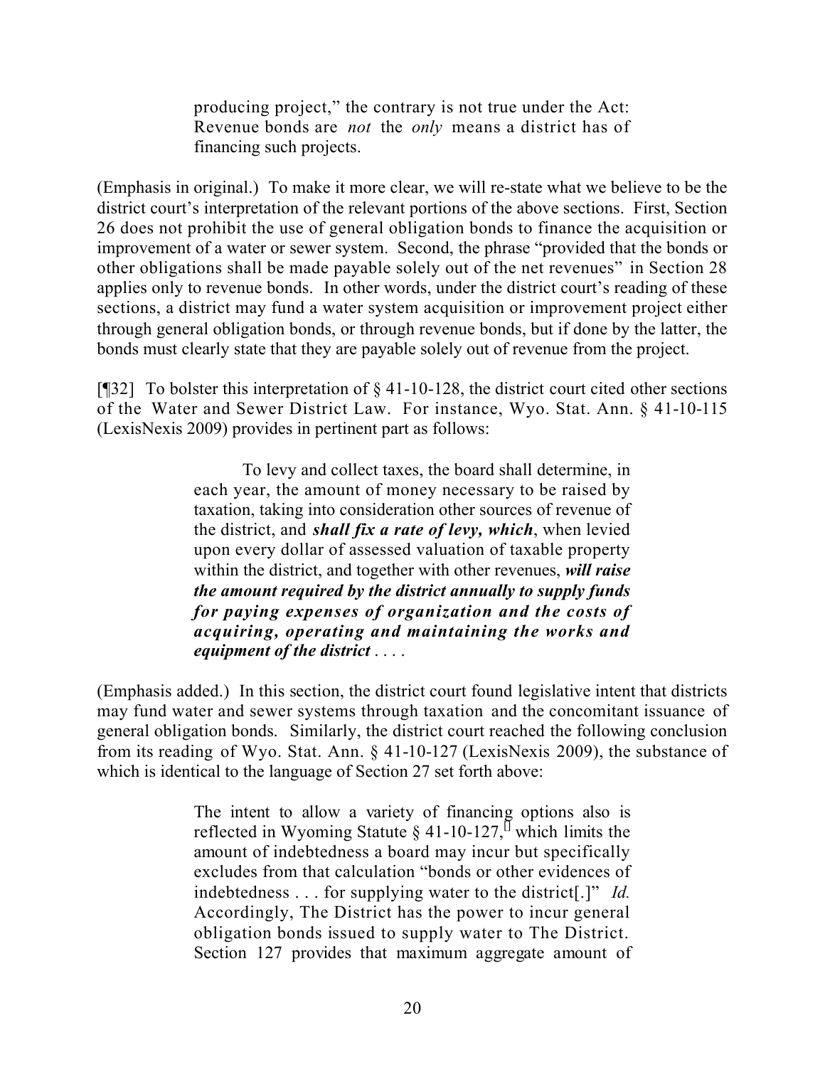> producing project," the contrary is not true under the Act: Revenue bonds are *not* the *only* means a district has of financing such projects.

(Emphasis in original.) To make it more clear, we will re-state what we believe to be the district court's interpretation of the relevant portions of the above sections. First, Section 26 does not prohibit the use of general obligation bonds to finance the acquisition or improvement of a water or sewer system. Second, the phrase "provided that the bonds or other obligations shall be made payable solely out of the net revenues" in Section 28 applies only to revenue bonds. In other words, under the district court's reading of these sections, a district may fund a water system acquisition or improvement project either through general obligation bonds, or through revenue bonds, but if done by the latter, the bonds must clearly state that they are payable solely out of revenue from the project.

[¶32] To bolster this interpretation of § 41-10-128, the district court cited other sections of the Water and Sewer District Law. For instance, Wyo. Stat. Ann. § 41-10-115 (LexisNexis 2009) provides in pertinent part as follows:

> To levy and collect taxes, the board shall determine, in each year, the amount of money necessary to be raised by taxation, taking into consideration other sources of revenue of the district, and ***shall fix a rate of levy, which***, when levied upon every dollar of assessed valuation of taxable property within the district, and together with other revenues, ***will raise the amount required by the district annually to supply funds for paying expenses of organization and the costs of acquiring, operating and maintaining the works and equipment of the district*** . . . .

(Emphasis added.) In this section, the district court found legislative intent that districts may fund water and sewer systems through taxation and the concomitant issuance of general obligation bonds. Similarly, the district court reached the following conclusion from its reading of Wyo. Stat. Ann. § 41-10-127 (LexisNexis 2009), the substance of which is identical to the language of Section 27 set forth above:

> The intent to allow a variety of financing options also is reflected in Wyoming Statute § 41-10-127,[] which limits the amount of indebtedness a board may incur but specifically excludes from that calculation "bonds or other evidences of indebtedness . . . for supplying water to the district[.]" *Id.* Accordingly, The District has the power to incur general obligation bonds issued to supply water to The District. Section 127 provides that maximum aggregate amount of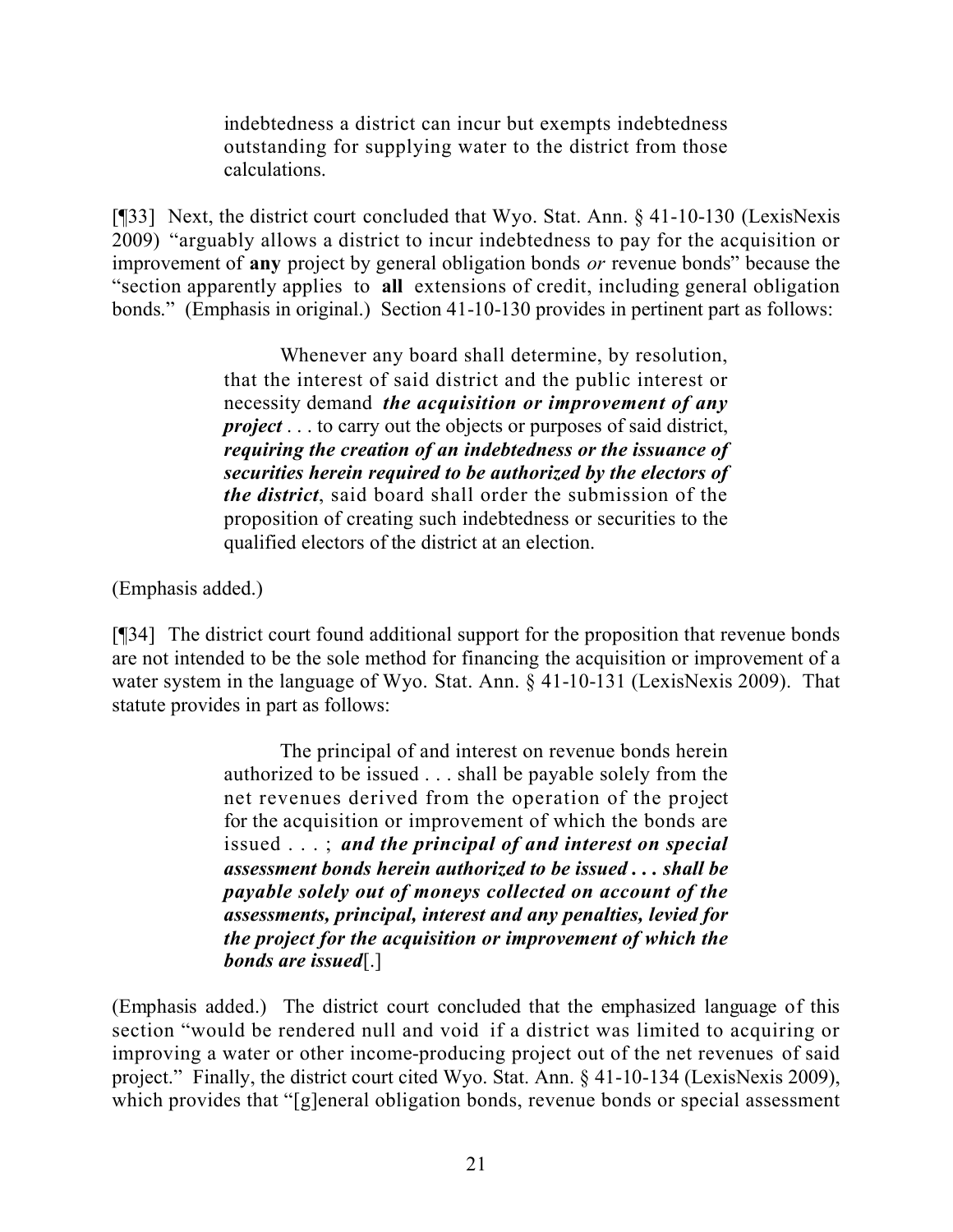> indebtedness a district can incur but exempts indebtedness outstanding for supplying water to the district from those calculations.

[¶33] Next, the district court concluded that Wyo. Stat. Ann. § 41-10-130 (LexisNexis 2009) "arguably allows a district to incur indebtedness to pay for the acquisition or improvement of **any** project by general obligation bonds *or* revenue bonds" because the "section apparently applies to **all** extensions of credit, including general obligation bonds." (Emphasis in original.) Section 41-10-130 provides in pertinent part as follows:

> Whenever any board shall determine, by resolution, that the interest of said district and the public interest or necessity demand ***the acquisition or improvement of any project*** . . . to carry out the objects or purposes of said district, ***requiring the creation of an indebtedness or the issuance of securities herein required to be authorized by the electors of the district***, said board shall order the submission of the proposition of creating such indebtedness or securities to the qualified electors of the district at an election.

(Emphasis added.)

[¶34] The district court found additional support for the proposition that revenue bonds are not intended to be the sole method for financing the acquisition or improvement of a water system in the language of Wyo. Stat. Ann. § 41-10-131 (LexisNexis 2009). That statute provides in part as follows:

> The principal of and interest on revenue bonds herein authorized to be issued . . . shall be payable solely from the net revenues derived from the operation of the project for the acquisition or improvement of which the bonds are issued . . . ; ***and the principal of and interest on special assessment bonds herein authorized to be issued . . . shall be payable solely out of moneys collected on account of the assessments, principal, interest and any penalties, levied for the project for the acquisition or improvement of which the bonds are issued***[.]

(Emphasis added.) The district court concluded that the emphasized language of this section "would be rendered null and void if a district was limited to acquiring or improving a water or other income-producing project out of the net revenues of said project." Finally, the district court cited Wyo. Stat. Ann. § 41-10-134 (LexisNexis 2009), which provides that "[g]eneral obligation bonds, revenue bonds or special assessment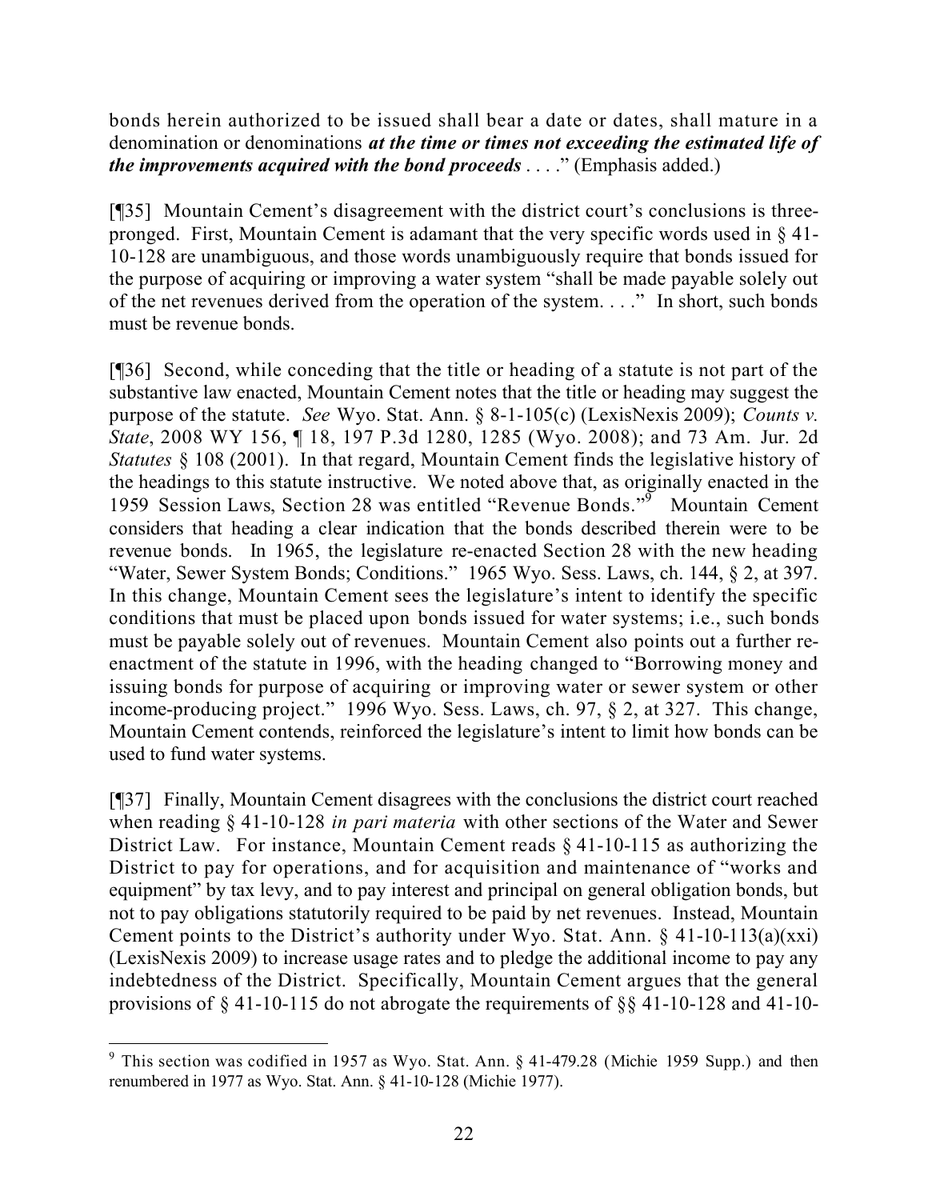bonds herein authorized to be issued shall bear a date or dates, shall mature in a denomination or denominations ***at the time or times not exceeding the estimated life of the improvements acquired with the bond proceeds*** . . . ." (Emphasis added.)

[¶35] Mountain Cement's disagreement with the district court's conclusions is three-pronged. First, Mountain Cement is adamant that the very specific words used in § 41-10-128 are unambiguous, and those words unambiguously require that bonds issued for the purpose of acquiring or improving a water system "shall be made payable solely out of the net revenues derived from the operation of the system. . . ." In short, such bonds must be revenue bonds.

[¶36] Second, while conceding that the title or heading of a statute is not part of the substantive law enacted, Mountain Cement notes that the title or heading may suggest the purpose of the statute. *See* Wyo. Stat. Ann. § 8-1-105(c) (LexisNexis 2009); *Counts v. State*, 2008 WY 156, ¶ 18, 197 P.3d 1280, 1285 (Wyo. 2008); and 73 Am. Jur. 2d *Statutes* § 108 (2001). In that regard, Mountain Cement finds the legislative history of the headings to this statute instructive. We noted above that, as originally enacted in the 1959 Session Laws, Section 28 was entitled "Revenue Bonds."[9] Mountain Cement considers that heading a clear indication that the bonds described therein were to be revenue bonds. In 1965, the legislature re-enacted Section 28 with the new heading "Water, Sewer System Bonds; Conditions." 1965 Wyo. Sess. Laws, ch. 144, § 2, at 397. In this change, Mountain Cement sees the legislature's intent to identify the specific conditions that must be placed upon bonds issued for water systems; i.e., such bonds must be payable solely out of revenues. Mountain Cement also points out a further re-enactment of the statute in 1996, with the heading changed to "Borrowing money and issuing bonds for purpose of acquiring or improving water or sewer system or other income-producing project." 1996 Wyo. Sess. Laws, ch. 97, § 2, at 327. This change, Mountain Cement contends, reinforced the legislature's intent to limit how bonds can be used to fund water systems.

[¶37] Finally, Mountain Cement disagrees with the conclusions the district court reached when reading § 41-10-128 *in pari materia* with other sections of the Water and Sewer District Law. For instance, Mountain Cement reads § 41-10-115 as authorizing the District to pay for operations, and for acquisition and maintenance of "works and equipment" by tax levy, and to pay interest and principal on general obligation bonds, but not to pay obligations statutorily required to be paid by net revenues. Instead, Mountain Cement points to the District's authority under Wyo. Stat. Ann. § 41-10-113(a)(xxi) (LexisNexis 2009) to increase usage rates and to pledge the additional income to pay any indebtedness of the District. Specifically, Mountain Cement argues that the general provisions of § 41-10-115 do not abrogate the requirements of §§ 41-10-128 and 41-10-

[9] This section was codified in 1957 as Wyo. Stat. Ann. § 41-479.28 (Michie 1959 Supp.) and then renumbered in 1977 as Wyo. Stat. Ann. § 41-10-128 (Michie 1977).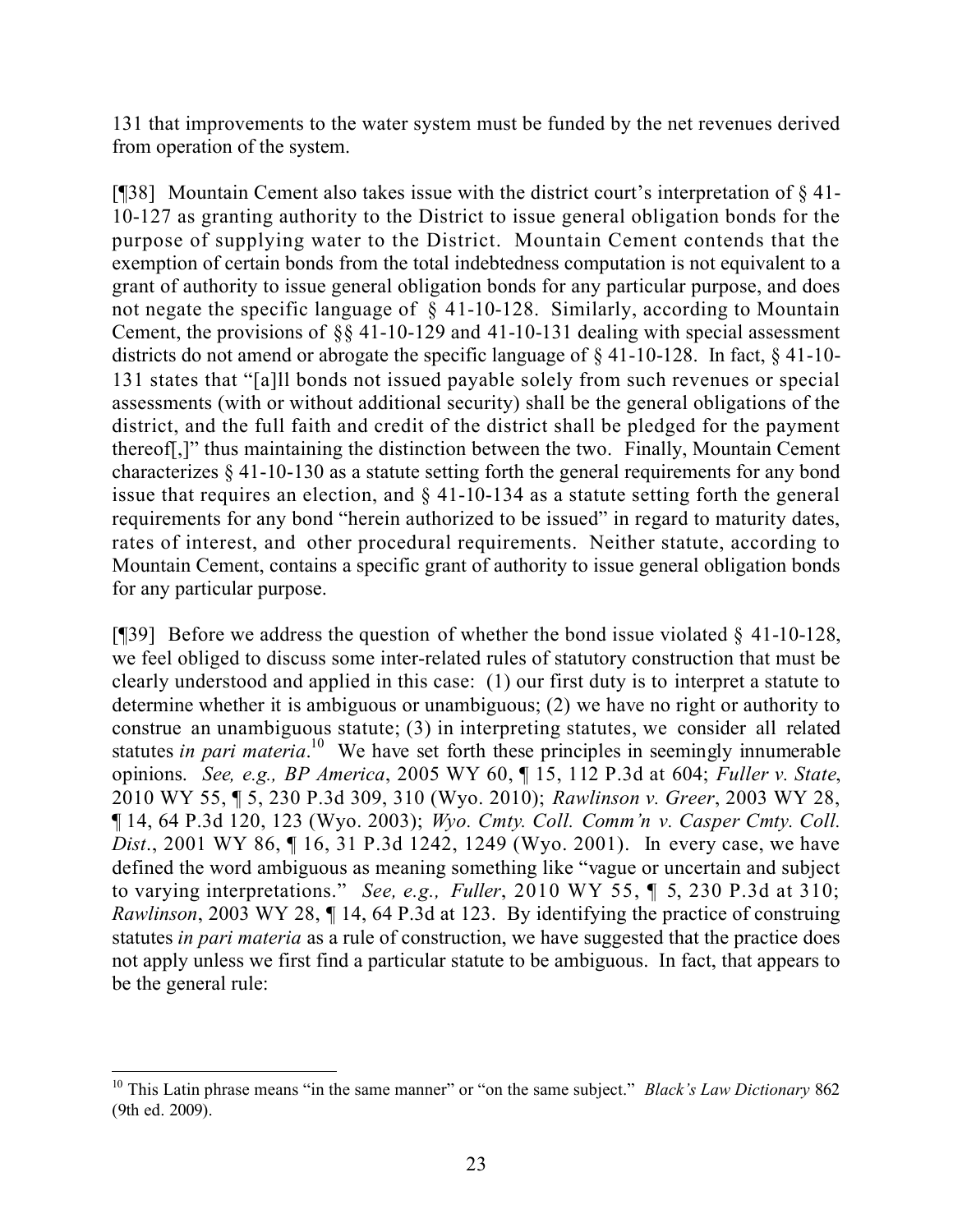131 that improvements to the water system must be funded by the net revenues derived from operation of the system.

[¶38] Mountain Cement also takes issue with the district court's interpretation of § 41-10-127 as granting authority to the District to issue general obligation bonds for the purpose of supplying water to the District. Mountain Cement contends that the exemption of certain bonds from the total indebtedness computation is not equivalent to a grant of authority to issue general obligation bonds for any particular purpose, and does not negate the specific language of § 41-10-128. Similarly, according to Mountain Cement, the provisions of §§ 41-10-129 and 41-10-131 dealing with special assessment districts do not amend or abrogate the specific language of § 41-10-128. In fact, § 41-10-131 states that "[a]ll bonds not issued payable solely from such revenues or special assessments (with or without additional security) shall be the general obligations of the district, and the full faith and credit of the district shall be pledged for the payment thereof[,]" thus maintaining the distinction between the two. Finally, Mountain Cement characterizes § 41-10-130 as a statute setting forth the general requirements for any bond issue that requires an election, and § 41-10-134 as a statute setting forth the general requirements for any bond "herein authorized to be issued" in regard to maturity dates, rates of interest, and other procedural requirements. Neither statute, according to Mountain Cement, contains a specific grant of authority to issue general obligation bonds for any particular purpose.

[¶39] Before we address the question of whether the bond issue violated § 41-10-128, we feel obliged to discuss some inter-related rules of statutory construction that must be clearly understood and applied in this case: (1) our first duty is to interpret a statute to determine whether it is ambiguous or unambiguous; (2) we have no right or authority to construe an unambiguous statute; (3) in interpreting statutes, we consider all related statutes *in pari materia*.[10] We have set forth these principles in seemingly innumerable opinions. *See, e.g., BP America*, 2005 WY 60, ¶ 15, 112 P.3d at 604; *Fuller v. State*, 2010 WY 55, ¶ 5, 230 P.3d 309, 310 (Wyo. 2010); *Rawlinson v. Greer*, 2003 WY 28, ¶ 14, 64 P.3d 120, 123 (Wyo. 2003); *Wyo. Cmty. Coll. Comm'n v. Casper Cmty. Coll. Dist*., 2001 WY 86, ¶ 16, 31 P.3d 1242, 1249 (Wyo. 2001). In every case, we have defined the word ambiguous as meaning something like "vague or uncertain and subject to varying interpretations." *See, e.g., Fuller*, 2010 WY 55, ¶ 5, 230 P.3d at 310; *Rawlinson*, 2003 WY 28, ¶ 14, 64 P.3d at 123. By identifying the practice of construing statutes *in pari materia* as a rule of construction, we have suggested that the practice does not apply unless we first find a particular statute to be ambiguous. In fact, that appears to be the general rule:

---

[10] This Latin phrase means "in the same manner" or "on the same subject." *Black's Law Dictionary* 862 (9th ed. 2009).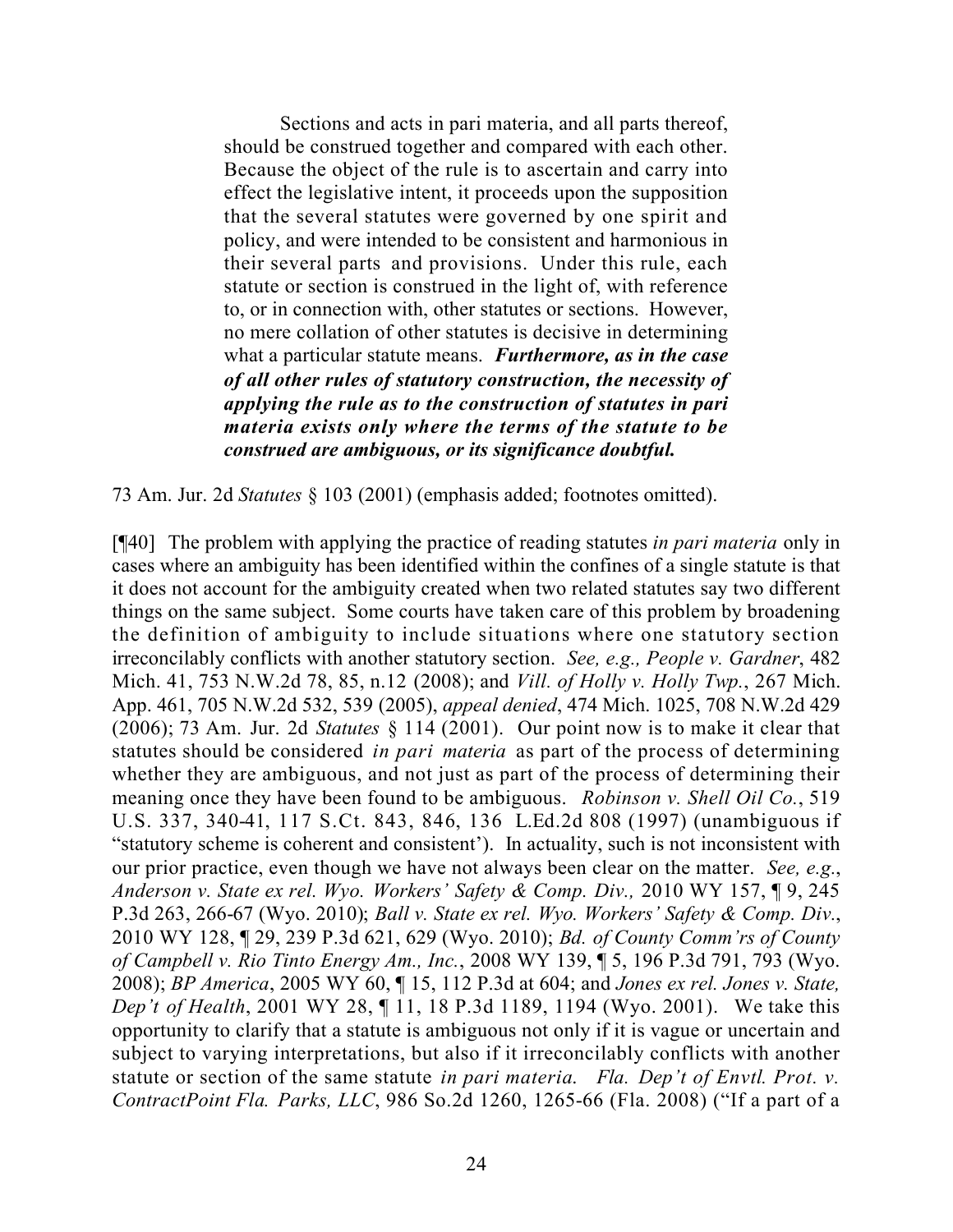> Sections and acts in pari materia, and all parts thereof, should be construed together and compared with each other. Because the object of the rule is to ascertain and carry into effect the legislative intent, it proceeds upon the supposition that the several statutes were governed by one spirit and policy, and were intended to be consistent and harmonious in their several parts and provisions. Under this rule, each statute or section is construed in the light of, with reference to, or in connection with, other statutes or sections. However, no mere collation of other statutes is decisive in determining what a particular statute means. ***Furthermore, as in the case of all other rules of statutory construction, the necessity of applying the rule as to the construction of statutes in pari materia exists only where the terms of the statute to be construed are ambiguous, or its significance doubtful.***

73 Am. Jur. 2d *Statutes* § 103 (2001) (emphasis added; footnotes omitted).

[¶40] The problem with applying the practice of reading statutes *in pari materia* only in cases where an ambiguity has been identified within the confines of a single statute is that it does not account for the ambiguity created when two related statutes say two different things on the same subject. Some courts have taken care of this problem by broadening the definition of ambiguity to include situations where one statutory section irreconcilably conflicts with another statutory section. *See, e.g., People v. Gardner*, 482 Mich. 41, 753 N.W.2d 78, 85, n.12 (2008); and *Vill. of Holly v. Holly Twp.*, 267 Mich. App. 461, 705 N.W.2d 532, 539 (2005), *appeal denied*, 474 Mich. 1025, 708 N.W.2d 429 (2006); 73 Am. Jur. 2d *Statutes* § 114 (2001). Our point now is to make it clear that statutes should be considered *in pari materia* as part of the process of determining whether they are ambiguous, and not just as part of the process of determining their meaning once they have been found to be ambiguous. *Robinson v. Shell Oil Co.*, 519 U.S. 337, 340-41, 117 S.Ct. 843, 846, 136 L.Ed.2d 808 (1997) (unambiguous if "statutory scheme is coherent and consistent'). In actuality, such is not inconsistent with our prior practice, even though we have not always been clear on the matter. *See, e.g.*, *Anderson v. State ex rel. Wyo. Workers' Safety & Comp. Div.,* 2010 WY 157, ¶ 9, 245 P.3d 263, 266-67 (Wyo. 2010); *Ball v. State ex rel. Wyo. Workers' Safety & Comp. Div.*, 2010 WY 128, ¶ 29, 239 P.3d 621, 629 (Wyo. 2010); *Bd. of County Comm'rs of County of Campbell v. Rio Tinto Energy Am., Inc.*, 2008 WY 139, ¶ 5, 196 P.3d 791, 793 (Wyo. 2008); *BP America*, 2005 WY 60, ¶ 15, 112 P.3d at 604; and *Jones ex rel. Jones v. State, Dep't of Health*, 2001 WY 28, ¶ 11, 18 P.3d 1189, 1194 (Wyo. 2001). We take this opportunity to clarify that a statute is ambiguous not only if it is vague or uncertain and subject to varying interpretations, but also if it irreconcilably conflicts with another statute or section of the same statute *in pari materia*. *Fla. Dep't of Envtl. Prot. v. ContractPoint Fla. Parks, LLC*, 986 So.2d 1260, 1265-66 (Fla. 2008) ("If a part of a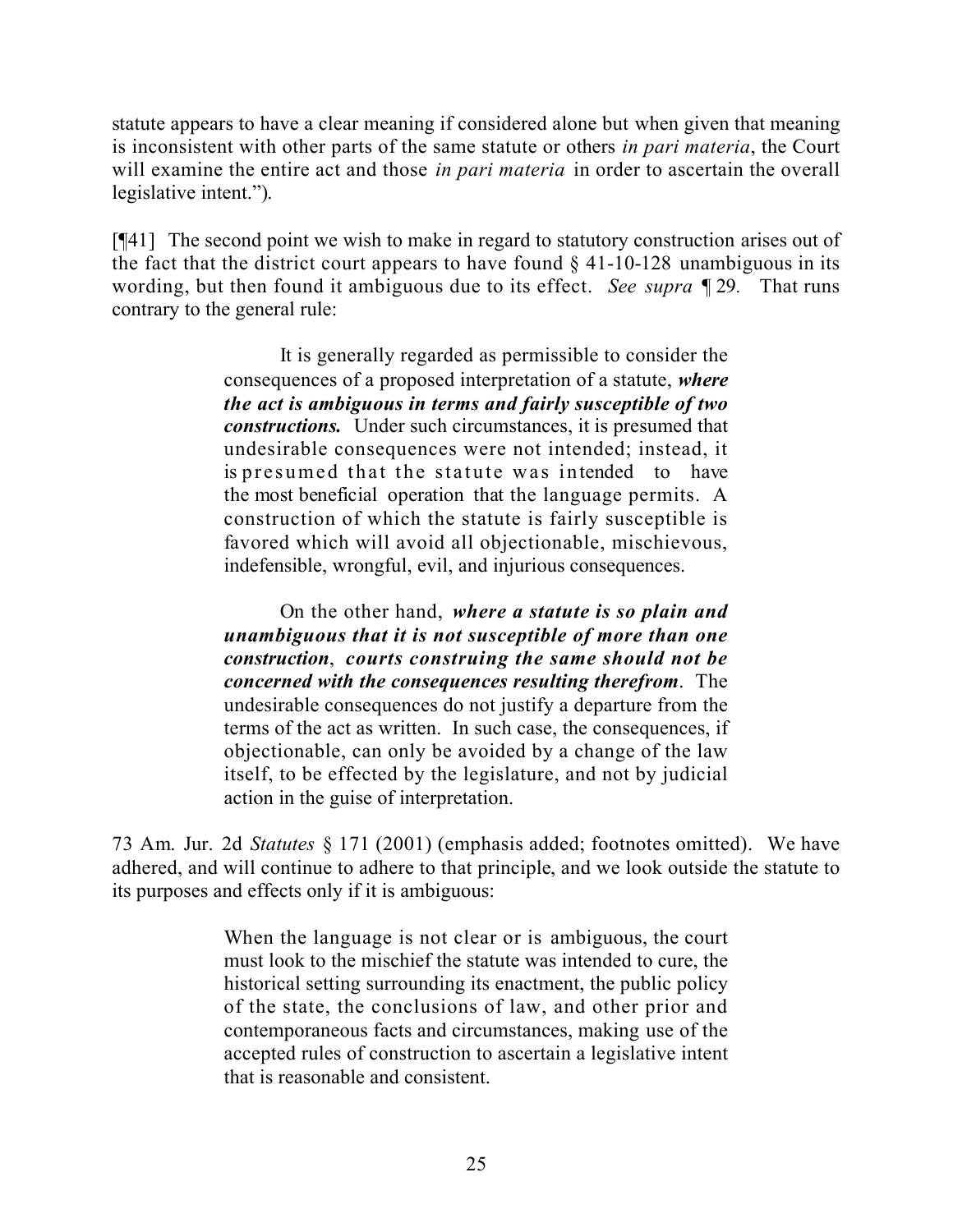statute appears to have a clear meaning if considered alone but when given that meaning is inconsistent with other parts of the same statute or others *in pari materia*, the Court will examine the entire act and those *in pari materia* in order to ascertain the overall legislative intent.").

[¶41] The second point we wish to make in regard to statutory construction arises out of the fact that the district court appears to have found § 41-10-128 unambiguous in its wording, but then found it ambiguous due to its effect. *See supra* ¶ 29. That runs contrary to the general rule:

> It is generally regarded as permissible to consider the consequences of a proposed interpretation of a statute, ***where the act is ambiguous in terms and fairly susceptible of two constructions.*** Under such circumstances, it is presumed that undesirable consequences were not intended; instead, it is presumed that the statute was intended to have the most beneficial operation that the language permits. A construction of which the statute is fairly susceptible is favored which will avoid all objectionable, mischievous, indefensible, wrongful, evil, and injurious consequences.
>
> On the other hand, ***where a statute is so plain and unambiguous that it is not susceptible of more than one construction***, ***courts construing the same should not be concerned with the consequences resulting therefrom***. The undesirable consequences do not justify a departure from the terms of the act as written. In such case, the consequences, if objectionable, can only be avoided by a change of the law itself, to be effected by the legislature, and not by judicial action in the guise of interpretation.

73 Am. Jur. 2d *Statutes* § 171 (2001) (emphasis added; footnotes omitted). We have adhered, and will continue to adhere to that principle, and we look outside the statute to its purposes and effects only if it is ambiguous:

> When the language is not clear or is ambiguous, the court must look to the mischief the statute was intended to cure, the historical setting surrounding its enactment, the public policy of the state, the conclusions of law, and other prior and contemporaneous facts and circumstances, making use of the accepted rules of construction to ascertain a legislative intent that is reasonable and consistent.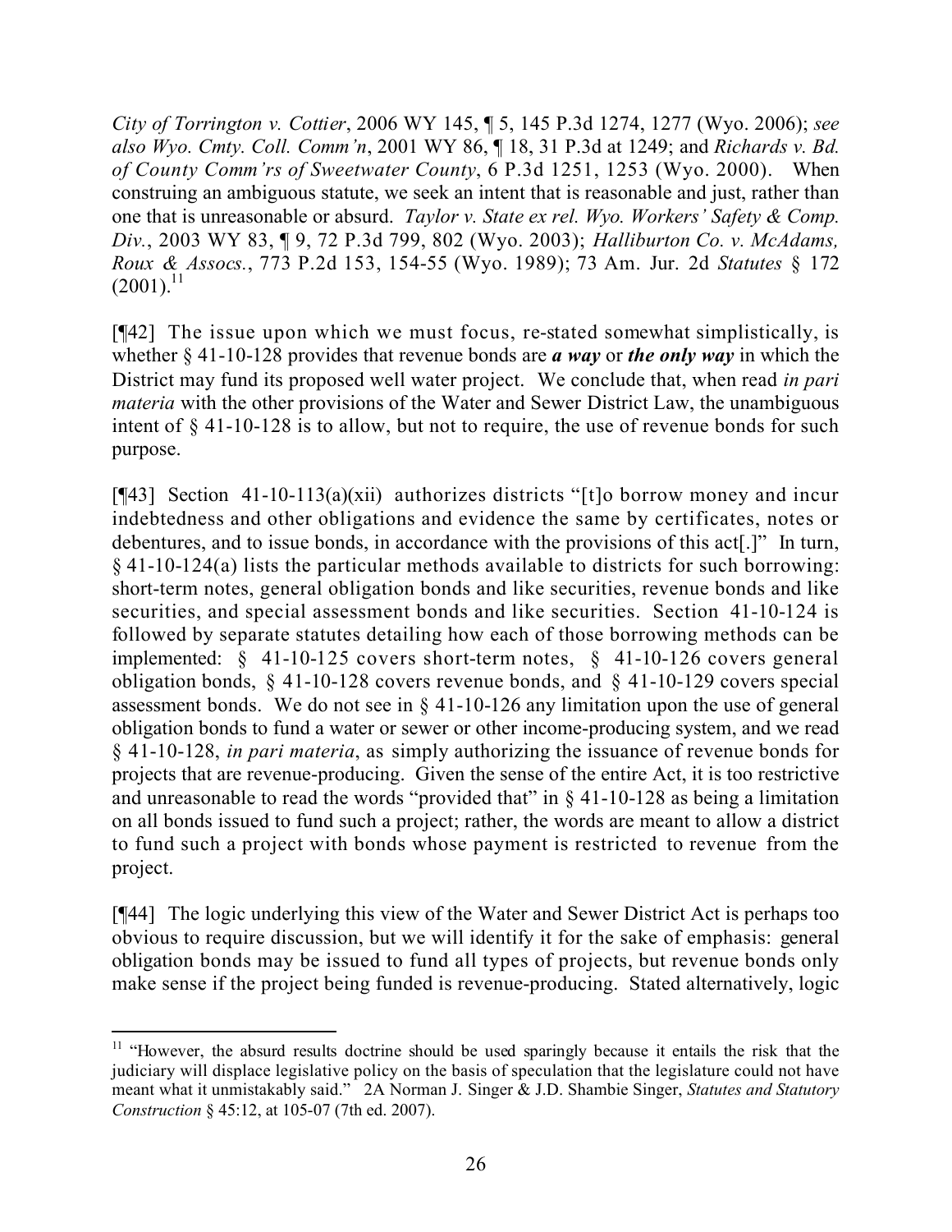*City of Torrington v. Cottier*, 2006 WY 145, ¶ 5, 145 P.3d 1274, 1277 (Wyo. 2006); *see also Wyo. Cmty. Coll. Comm'n*, 2001 WY 86, ¶ 18, 31 P.3d at 1249; and *Richards v. Bd. of County Comm'rs of Sweetwater County*, 6 P.3d 1251, 1253 (Wyo. 2000). When construing an ambiguous statute, we seek an intent that is reasonable and just, rather than one that is unreasonable or absurd. *Taylor v. State ex rel. Wyo. Workers' Safety & Comp. Div.*, 2003 WY 83, ¶ 9, 72 P.3d 799, 802 (Wyo. 2003); *Halliburton Co. v. McAdams, Roux & Assocs.*, 773 P.2d 153, 154-55 (Wyo. 1989); 73 Am. Jur. 2d *Statutes* § 172 (2001).[11]

[¶42] The issue upon which we must focus, re-stated somewhat simplistically, is whether § 41-10-128 provides that revenue bonds are ***a way*** or ***the only way*** in which the District may fund its proposed well water project. We conclude that, when read *in pari materia* with the other provisions of the Water and Sewer District Law, the unambiguous intent of § 41-10-128 is to allow, but not to require, the use of revenue bonds for such purpose.

[¶43] Section 41-10-113(a)(xii) authorizes districts "[t]o borrow money and incur indebtedness and other obligations and evidence the same by certificates, notes or debentures, and to issue bonds, in accordance with the provisions of this act[.]" In turn, § 41-10-124(a) lists the particular methods available to districts for such borrowing: short-term notes, general obligation bonds and like securities, revenue bonds and like securities, and special assessment bonds and like securities. Section 41-10-124 is followed by separate statutes detailing how each of those borrowing methods can be implemented: § 41-10-125 covers short-term notes, § 41-10-126 covers general obligation bonds, § 41-10-128 covers revenue bonds, and § 41-10-129 covers special assessment bonds. We do not see in § 41-10-126 any limitation upon the use of general obligation bonds to fund a water or sewer or other income-producing system, and we read § 41-10-128, *in pari materia*, as simply authorizing the issuance of revenue bonds for projects that are revenue-producing. Given the sense of the entire Act, it is too restrictive and unreasonable to read the words "provided that" in § 41-10-128 as being a limitation on all bonds issued to fund such a project; rather, the words are meant to allow a district to fund such a project with bonds whose payment is restricted to revenue from the project.

[¶44] The logic underlying this view of the Water and Sewer District Act is perhaps too obvious to require discussion, but we will identify it for the sake of emphasis: general obligation bonds may be issued to fund all types of projects, but revenue bonds only make sense if the project being funded is revenue-producing. Stated alternatively, logic

---

[11] "However, the absurd results doctrine should be used sparingly because it entails the risk that the judiciary will displace legislative policy on the basis of speculation that the legislature could not have meant what it unmistakably said." 2A Norman J. Singer & J.D. Shambie Singer, *Statutes and Statutory Construction* § 45:12, at 105-07 (7th ed. 2007).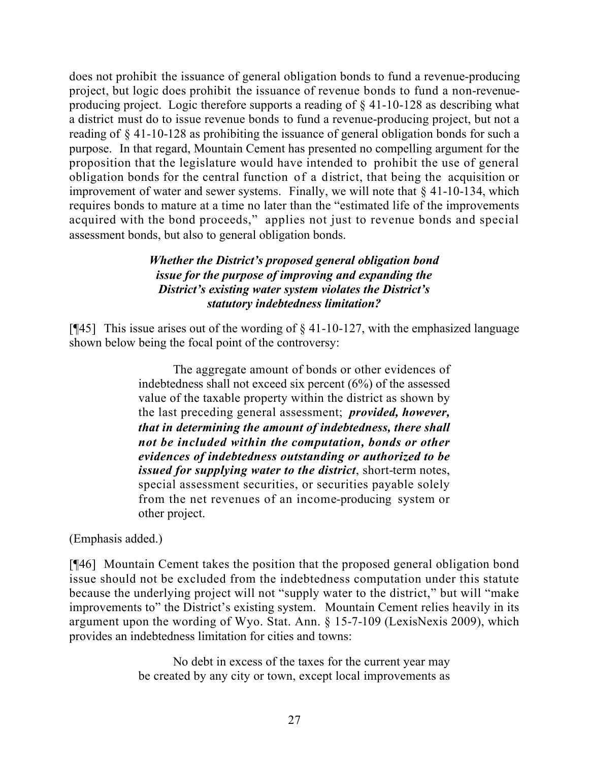does not prohibit the issuance of general obligation bonds to fund a revenue-producing project, but logic does prohibit the issuance of revenue bonds to fund a non-revenue-producing project. Logic therefore supports a reading of § 41-10-128 as describing what a district must do to issue revenue bonds to fund a revenue-producing project, but not a reading of § 41-10-128 as prohibiting the issuance of general obligation bonds for such a purpose. In that regard, Mountain Cement has presented no compelling argument for the proposition that the legislature would have intended to prohibit the use of general obligation bonds for the central function of a district, that being the acquisition or improvement of water and sewer systems. Finally, we will note that § 41-10-134, which requires bonds to mature at a time no later than the "estimated life of the improvements acquired with the bond proceeds," applies not just to revenue bonds and special assessment bonds, but also to general obligation bonds.

***Whether the District's proposed general obligation bond issue for the purpose of improving and expanding the District's existing water system violates the District's statutory indebtedness limitation?***

[¶45] This issue arises out of the wording of § 41-10-127, with the emphasized language shown below being the focal point of the controversy:

> The aggregate amount of bonds or other evidences of indebtedness shall not exceed six percent (6%) of the assessed value of the taxable property within the district as shown by the last preceding general assessment; ***provided, however, that in determining the amount of indebtedness, there shall not be included within the computation, bonds or other evidences of indebtedness outstanding or authorized to be issued for supplying water to the district***, short-term notes, special assessment securities, or securities payable solely from the net revenues of an income-producing system or other project.

(Emphasis added.)

[¶46] Mountain Cement takes the position that the proposed general obligation bond issue should not be excluded from the indebtedness computation under this statute because the underlying project will not "supply water to the district," but will "make improvements to" the District's existing system. Mountain Cement relies heavily in its argument upon the wording of Wyo. Stat. Ann. § 15-7-109 (LexisNexis 2009), which provides an indebtedness limitation for cities and towns:

> No debt in excess of the taxes for the current year may be created by any city or town, except local improvements as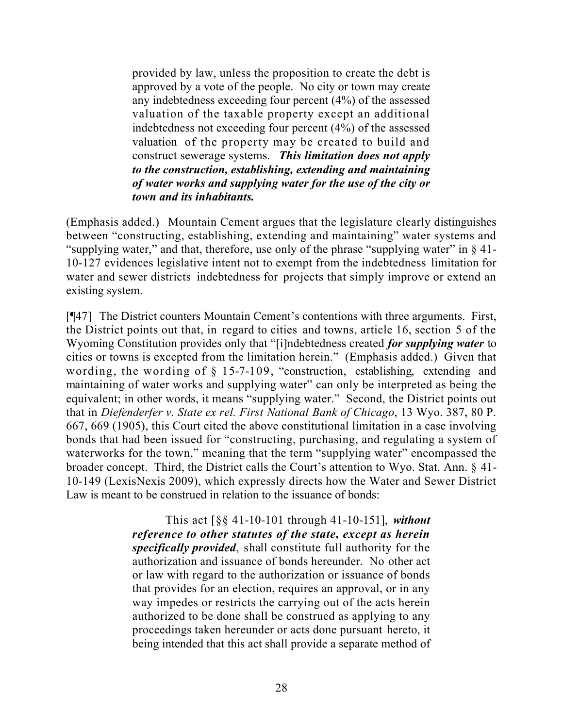> provided by law, unless the proposition to create the debt is approved by a vote of the people. No city or town may create any indebtedness exceeding four percent (4%) of the assessed valuation of the taxable property except an additional indebtedness not exceeding four percent (4%) of the assessed valuation of the property may be created to build and construct sewerage systems. ***This limitation does not apply to the construction, establishing, extending and maintaining of water works and supplying water for the use of the city or town and its inhabitants.***

(Emphasis added.) Mountain Cement argues that the legislature clearly distinguishes between "constructing, establishing, extending and maintaining" water systems and "supplying water," and that, therefore, use only of the phrase "supplying water" in § 41-10-127 evidences legislative intent not to exempt from the indebtedness limitation for water and sewer districts indebtedness for projects that simply improve or extend an existing system.

[¶47] The District counters Mountain Cement's contentions with three arguments. First, the District points out that, in regard to cities and towns, article 16, section 5 of the Wyoming Constitution provides only that "[i]ndebtedness created ***for supplying water*** to cities or towns is excepted from the limitation herein." (Emphasis added.) Given that wording, the wording of § 15-7-109, "construction, establishing, extending and maintaining of water works and supplying water" can only be interpreted as being the equivalent; in other words, it means "supplying water." Second, the District points out that in *Diefenderfer v. State ex rel. First National Bank of Chicago*, 13 Wyo. 387, 80 P. 667, 669 (1905), this Court cited the above constitutional limitation in a case involving bonds that had been issued for "constructing, purchasing, and regulating a system of waterworks for the town," meaning that the term "supplying water" encompassed the broader concept. Third, the District calls the Court's attention to Wyo. Stat. Ann. § 41-10-149 (LexisNexis 2009), which expressly directs how the Water and Sewer District Law is meant to be construed in relation to the issuance of bonds:

> This act [§§ 41-10-101 through 41-10-151], ***without reference to other statutes of the state, except as herein specifically provided***, shall constitute full authority for the authorization and issuance of bonds hereunder. No other act or law with regard to the authorization or issuance of bonds that provides for an election, requires an approval, or in any way impedes or restricts the carrying out of the acts herein authorized to be done shall be construed as applying to any proceedings taken hereunder or acts done pursuant hereto, it being intended that this act shall provide a separate method of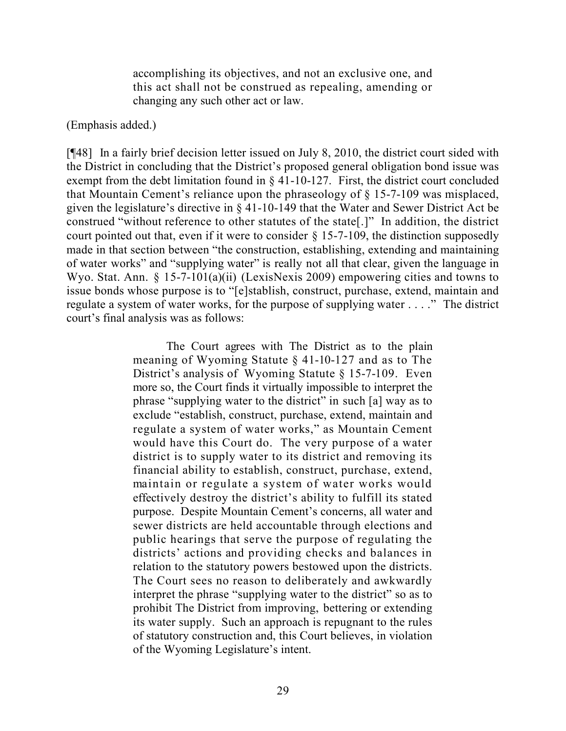> accomplishing its objectives, and not an exclusive one, and this act shall not be construed as repealing, amending or changing any such other act or law.

(Emphasis added.)

[¶48] In a fairly brief decision letter issued on July 8, 2010, the district court sided with the District in concluding that the District's proposed general obligation bond issue was exempt from the debt limitation found in § 41-10-127. First, the district court concluded that Mountain Cement's reliance upon the phraseology of § 15-7-109 was misplaced, given the legislature's directive in § 41-10-149 that the Water and Sewer District Act be construed "without reference to other statutes of the state[.]" In addition, the district court pointed out that, even if it were to consider § 15-7-109, the distinction supposedly made in that section between "the construction, establishing, extending and maintaining of water works" and "supplying water" is really not all that clear, given the language in Wyo. Stat. Ann. § 15-7-101(a)(ii) (LexisNexis 2009) empowering cities and towns to issue bonds whose purpose is to "[e]stablish, construct, purchase, extend, maintain and regulate a system of water works, for the purpose of supplying water . . . ." The district court's final analysis was as follows:

> The Court agrees with The District as to the plain meaning of Wyoming Statute § 41-10-127 and as to The District's analysis of Wyoming Statute § 15-7-109. Even more so, the Court finds it virtually impossible to interpret the phrase "supplying water to the district" in such [a] way as to exclude "establish, construct, purchase, extend, maintain and regulate a system of water works," as Mountain Cement would have this Court do. The very purpose of a water district is to supply water to its district and removing its financial ability to establish, construct, purchase, extend, maintain or regulate a system of water works would effectively destroy the district's ability to fulfill its stated purpose. Despite Mountain Cement's concerns, all water and sewer districts are held accountable through elections and public hearings that serve the purpose of regulating the districts' actions and providing checks and balances in relation to the statutory powers bestowed upon the districts. The Court sees no reason to deliberately and awkwardly interpret the phrase "supplying water to the district" so as to prohibit The District from improving, bettering or extending its water supply. Such an approach is repugnant to the rules of statutory construction and, this Court believes, in violation of the Wyoming Legislature's intent.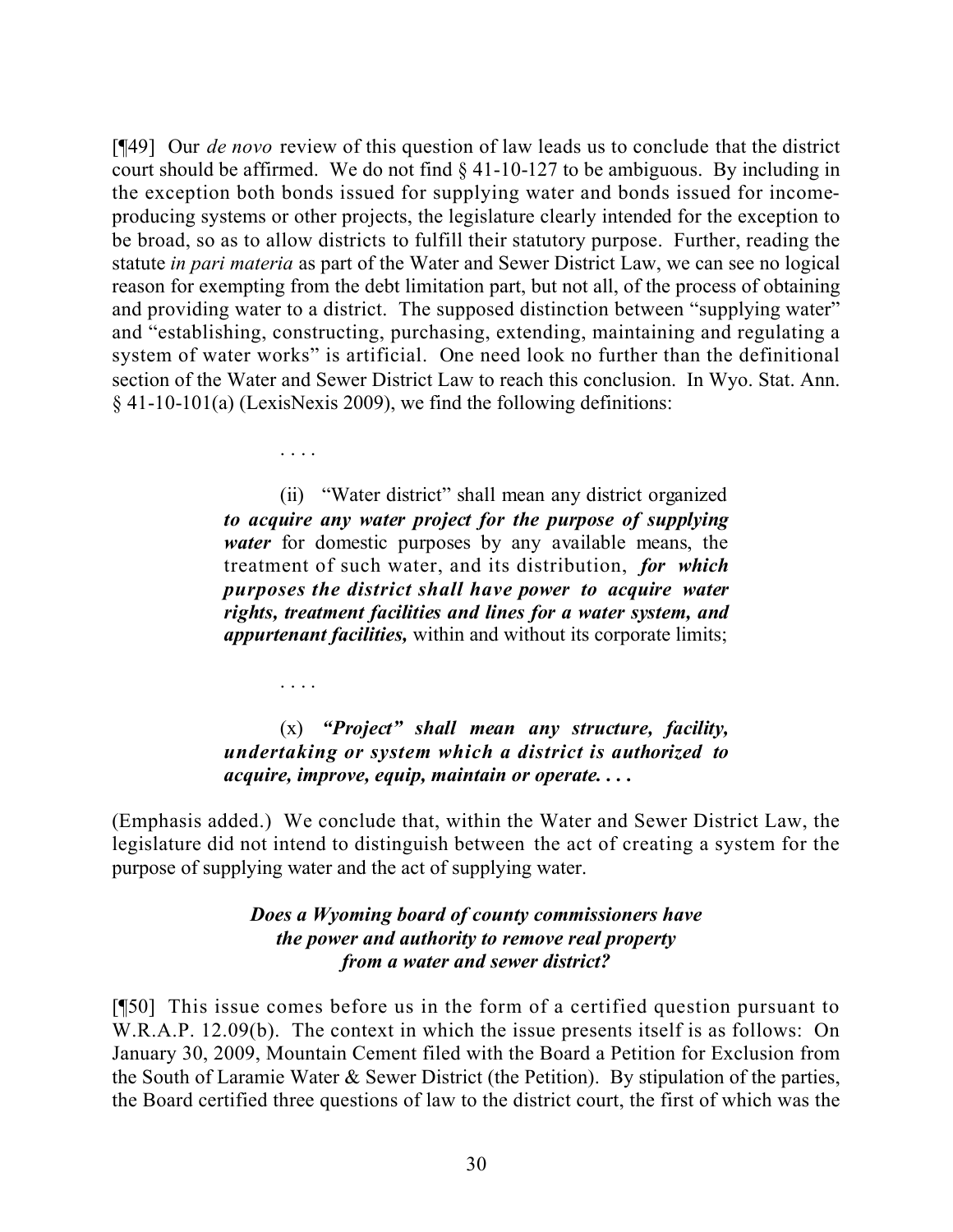[¶49] Our *de novo* review of this question of law leads us to conclude that the district court should be affirmed. We do not find § 41-10-127 to be ambiguous. By including in the exception both bonds issued for supplying water and bonds issued for income-producing systems or other projects, the legislature clearly intended for the exception to be broad, so as to allow districts to fulfill their statutory purpose. Further, reading the statute *in pari materia* as part of the Water and Sewer District Law, we can see no logical reason for exempting from the debt limitation part, but not all, of the process of obtaining and providing water to a district. The supposed distinction between "supplying water" and "establishing, constructing, purchasing, extending, maintaining and regulating a system of water works" is artificial. One need look no further than the definitional section of the Water and Sewer District Law to reach this conclusion. In Wyo. Stat. Ann. § 41-10-101(a) (LexisNexis 2009), we find the following definitions:

> . . . .
>
> (ii) "Water district" shall mean any district organized ***to acquire any water project for the purpose of supplying water*** for domestic purposes by any available means, the treatment of such water, and its distribution, ***for which purposes the district shall have power to acquire water rights, treatment facilities and lines for a water system, and appurtenant facilities,*** within and without its corporate limits;
>
> . . . .
>
> (x) ***"Project" shall mean any structure, facility, undertaking or system which a district is authorized to acquire, improve, equip, maintain or operate. . . .***

(Emphasis added.) We conclude that, within the Water and Sewer District Law, the legislature did not intend to distinguish between the act of creating a system for the purpose of supplying water and the act of supplying water.

***Does a Wyoming board of county commissioners have the power and authority to remove real property from a water and sewer district?***

[¶50] This issue comes before us in the form of a certified question pursuant to W.R.A.P. 12.09(b). The context in which the issue presents itself is as follows: On January 30, 2009, Mountain Cement filed with the Board a Petition for Exclusion from the South of Laramie Water & Sewer District (the Petition). By stipulation of the parties, the Board certified three questions of law to the district court, the first of which was the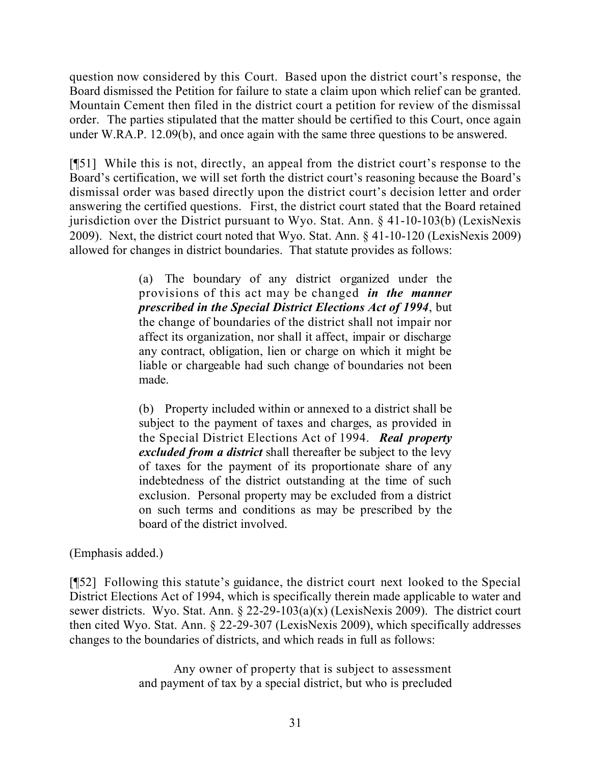question now considered by this Court. Based upon the district court's response, the Board dismissed the Petition for failure to state a claim upon which relief can be granted. Mountain Cement then filed in the district court a petition for review of the dismissal order. The parties stipulated that the matter should be certified to this Court, once again under W.RA.P. 12.09(b), and once again with the same three questions to be answered.

[¶51] While this is not, directly, an appeal from the district court's response to the Board's certification, we will set forth the district court's reasoning because the Board's dismissal order was based directly upon the district court's decision letter and order answering the certified questions. First, the district court stated that the Board retained jurisdiction over the District pursuant to Wyo. Stat. Ann. § 41-10-103(b) (LexisNexis 2009). Next, the district court noted that Wyo. Stat. Ann. § 41-10-120 (LexisNexis 2009) allowed for changes in district boundaries. That statute provides as follows:

> (a) The boundary of any district organized under the provisions of this act may be changed ***in the manner prescribed in the Special District Elections Act of 1994***, but the change of boundaries of the district shall not impair nor affect its organization, nor shall it affect, impair or discharge any contract, obligation, lien or charge on which it might be liable or chargeable had such change of boundaries not been made.
>
> (b) Property included within or annexed to a district shall be subject to the payment of taxes and charges, as provided in the Special District Elections Act of 1994. ***Real property excluded from a district*** shall thereafter be subject to the levy of taxes for the payment of its proportionate share of any indebtedness of the district outstanding at the time of such exclusion. Personal property may be excluded from a district on such terms and conditions as may be prescribed by the board of the district involved.

(Emphasis added.)

[¶52] Following this statute's guidance, the district court next looked to the Special District Elections Act of 1994, which is specifically therein made applicable to water and sewer districts. Wyo. Stat. Ann. § 22-29-103(a)(x) (LexisNexis 2009). The district court then cited Wyo. Stat. Ann. § 22-29-307 (LexisNexis 2009), which specifically addresses changes to the boundaries of districts, and which reads in full as follows:

> Any owner of property that is subject to assessment and payment of tax by a special district, but who is precluded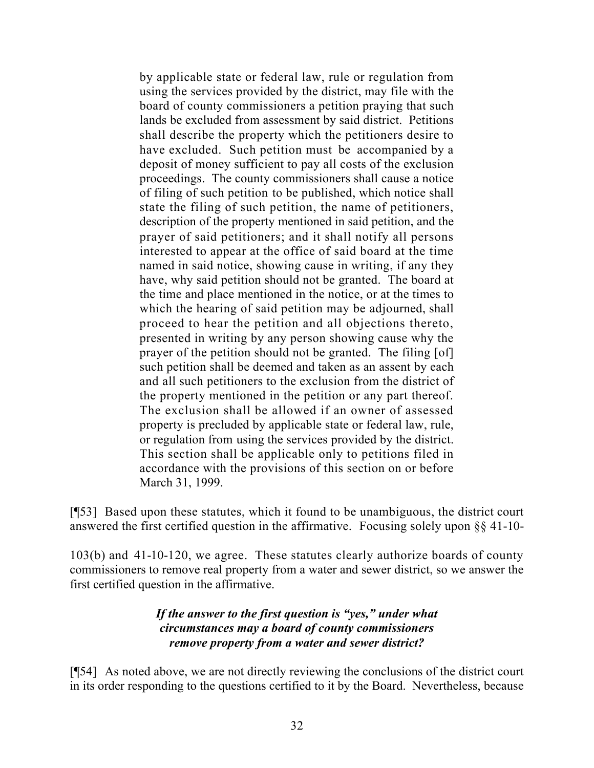> by applicable state or federal law, rule or regulation from using the services provided by the district, may file with the board of county commissioners a petition praying that such lands be excluded from assessment by said district. Petitions shall describe the property which the petitioners desire to have excluded. Such petition must be accompanied by a deposit of money sufficient to pay all costs of the exclusion proceedings. The county commissioners shall cause a notice of filing of such petition to be published, which notice shall state the filing of such petition, the name of petitioners, description of the property mentioned in said petition, and the prayer of said petitioners; and it shall notify all persons interested to appear at the office of said board at the time named in said notice, showing cause in writing, if any they have, why said petition should not be granted. The board at the time and place mentioned in the notice, or at the times to which the hearing of said petition may be adjourned, shall proceed to hear the petition and all objections thereto, presented in writing by any person showing cause why the prayer of the petition should not be granted. The filing [of] such petition shall be deemed and taken as an assent by each and all such petitioners to the exclusion from the district of the property mentioned in the petition or any part thereof. The exclusion shall be allowed if an owner of assessed property is precluded by applicable state or federal law, rule, or regulation from using the services provided by the district. This section shall be applicable only to petitions filed in accordance with the provisions of this section on or before March 31, 1999.

[¶53] Based upon these statutes, which it found to be unambiguous, the district court answered the first certified question in the affirmative. Focusing solely upon §§ 41-10-103(b) and 41-10-120, we agree. These statutes clearly authorize boards of county commissioners to remove real property from a water and sewer district, so we answer the first certified question in the affirmative.

***If the answer to the first question is "yes," under what circumstances may a board of county commissioners remove property from a water and sewer district?***

[¶54] As noted above, we are not directly reviewing the conclusions of the district court in its order responding to the questions certified to it by the Board. Nevertheless, because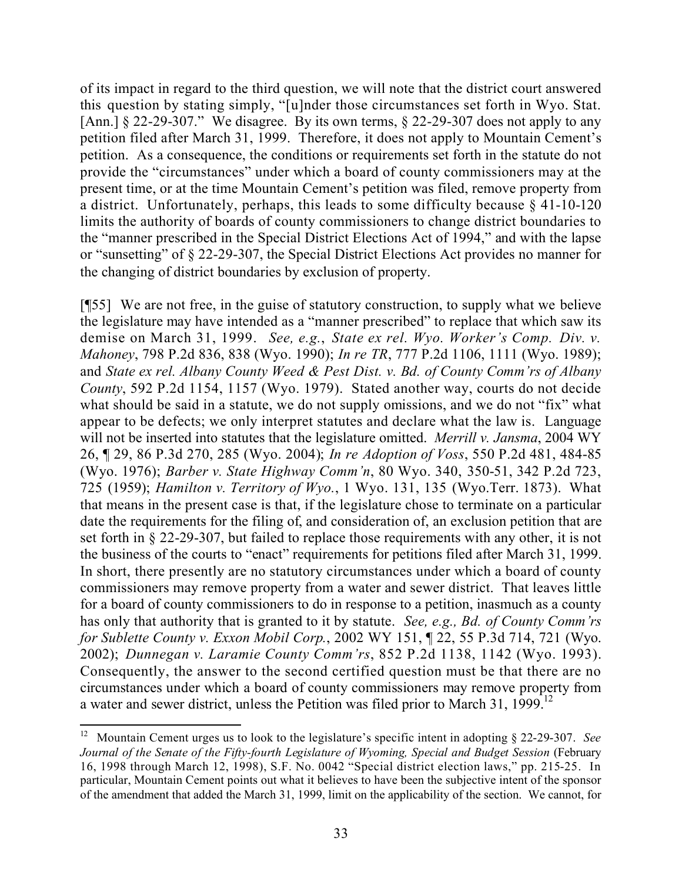of its impact in regard to the third question, we will note that the district court answered this question by stating simply, "[u]nder those circumstances set forth in Wyo. Stat. [Ann.] § 22-29-307." We disagree. By its own terms, § 22-29-307 does not apply to any petition filed after March 31, 1999. Therefore, it does not apply to Mountain Cement's petition. As a consequence, the conditions or requirements set forth in the statute do not provide the "circumstances" under which a board of county commissioners may at the present time, or at the time Mountain Cement's petition was filed, remove property from a district. Unfortunately, perhaps, this leads to some difficulty because § 41-10-120 limits the authority of boards of county commissioners to change district boundaries to the "manner prescribed in the Special District Elections Act of 1994," and with the lapse or "sunsetting" of § 22-29-307, the Special District Elections Act provides no manner for the changing of district boundaries by exclusion of property.

[¶55] We are not free, in the guise of statutory construction, to supply what we believe the legislature may have intended as a "manner prescribed" to replace that which saw its demise on March 31, 1999. *See, e.g., State ex rel. Wyo. Worker's Comp. Div. v. Mahoney*, 798 P.2d 836, 838 (Wyo. 1990); *In re TR*, 777 P.2d 1106, 1111 (Wyo. 1989); and *State ex rel. Albany County Weed & Pest Dist. v. Bd. of County Comm'rs of Albany County*, 592 P.2d 1154, 1157 (Wyo. 1979). Stated another way, courts do not decide what should be said in a statute, we do not supply omissions, and we do not "fix" what appear to be defects; we only interpret statutes and declare what the law is. Language will not be inserted into statutes that the legislature omitted. *Merrill v. Jansma*, 2004 WY 26, ¶ 29, 86 P.3d 270, 285 (Wyo. 2004); *In re Adoption of Voss*, 550 P.2d 481, 484-85 (Wyo. 1976); *Barber v. State Highway Comm'n*, 80 Wyo. 340, 350-51, 342 P.2d 723, 725 (1959); *Hamilton v. Territory of Wyo.*, 1 Wyo. 131, 135 (Wyo.Terr. 1873). What that means in the present case is that, if the legislature chose to terminate on a particular date the requirements for the filing of, and consideration of, an exclusion petition that are set forth in § 22-29-307, but failed to replace those requirements with any other, it is not the business of the courts to "enact" requirements for petitions filed after March 31, 1999. In short, there presently are no statutory circumstances under which a board of county commissioners may remove property from a water and sewer district. That leaves little for a board of county commissioners to do in response to a petition, inasmuch as a county has only that authority that is granted to it by statute. *See, e.g., Bd. of County Comm'rs for Sublette County v. Exxon Mobil Corp.*, 2002 WY 151, ¶ 22, 55 P.3d 714, 721 (Wyo. 2002); *Dunnegan v. Laramie County Comm'rs*, 852 P.2d 1138, 1142 (Wyo. 1993). Consequently, the answer to the second certified question must be that there are no circumstances under which a board of county commissioners may remove property from a water and sewer district, unless the Petition was filed prior to March 31, 1999.[12]

---

[12] Mountain Cement urges us to look to the legislature's specific intent in adopting § 22-29-307. *See Journal of the Senate of the Fifty-fourth Legislature of Wyoming, Special and Budget Session* (February 16, 1998 through March 12, 1998), S.F. No. 0042 "Special district election laws," pp. 215-25. In particular, Mountain Cement points out what it believes to have been the subjective intent of the sponsor of the amendment that added the March 31, 1999, limit on the applicability of the section. We cannot, for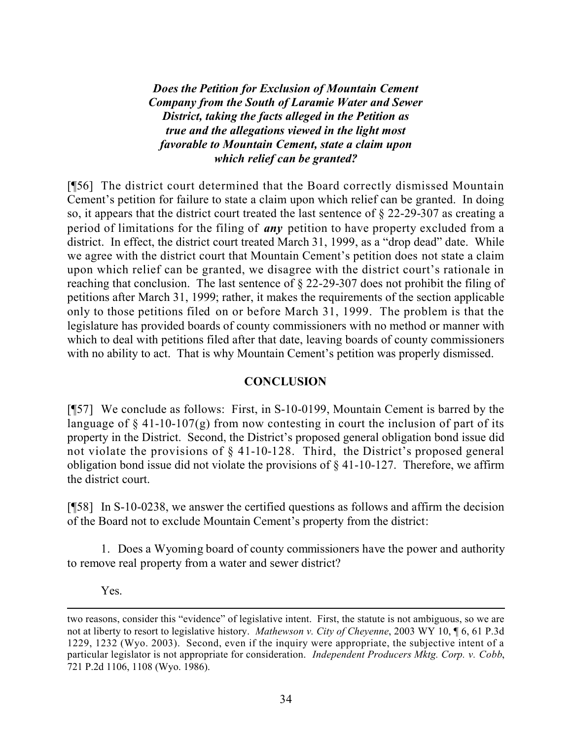***Does the Petition for Exclusion of Mountain Cement Company from the South of Laramie Water and Sewer District, taking the facts alleged in the Petition as true and the allegations viewed in the light most favorable to Mountain Cement, state a claim upon which relief can be granted?***

[¶56] The district court determined that the Board correctly dismissed Mountain Cement's petition for failure to state a claim upon which relief can be granted. In doing so, it appears that the district court treated the last sentence of § 22-29-307 as creating a period of limitations for the filing of ***any*** petition to have property excluded from a district. In effect, the district court treated March 31, 1999, as a "drop dead" date. While we agree with the district court that Mountain Cement's petition does not state a claim upon which relief can be granted, we disagree with the district court's rationale in reaching that conclusion. The last sentence of § 22-29-307 does not prohibit the filing of petitions after March 31, 1999; rather, it makes the requirements of the section applicable only to those petitions filed on or before March 31, 1999. The problem is that the legislature has provided boards of county commissioners with no method or manner with which to deal with petitions filed after that date, leaving boards of county commissioners with no ability to act. That is why Mountain Cement's petition was properly dismissed.

## CONCLUSION

[¶57] We conclude as follows: First, in S-10-0199, Mountain Cement is barred by the language of § 41-10-107(g) from now contesting in court the inclusion of part of its property in the District. Second, the District's proposed general obligation bond issue did not violate the provisions of § 41-10-128. Third, the District's proposed general obligation bond issue did not violate the provisions of § 41-10-127. Therefore, we affirm the district court.

[¶58] In S-10-0238, we answer the certified questions as follows and affirm the decision of the Board not to exclude Mountain Cement's property from the district:

1. Does a Wyoming board of county commissioners have the power and authority to remove real property from a water and sewer district?

Yes.

---

two reasons, consider this "evidence" of legislative intent. First, the statute is not ambiguous, so we are not at liberty to resort to legislative history. *Mathewson v. City of Cheyenne*, 2003 WY 10, ¶ 6, 61 P.3d 1229, 1232 (Wyo. 2003). Second, even if the inquiry were appropriate, the subjective intent of a particular legislator is not appropriate for consideration. *Independent Producers Mktg. Corp. v. Cobb*, 721 P.2d 1106, 1108 (Wyo. 1986).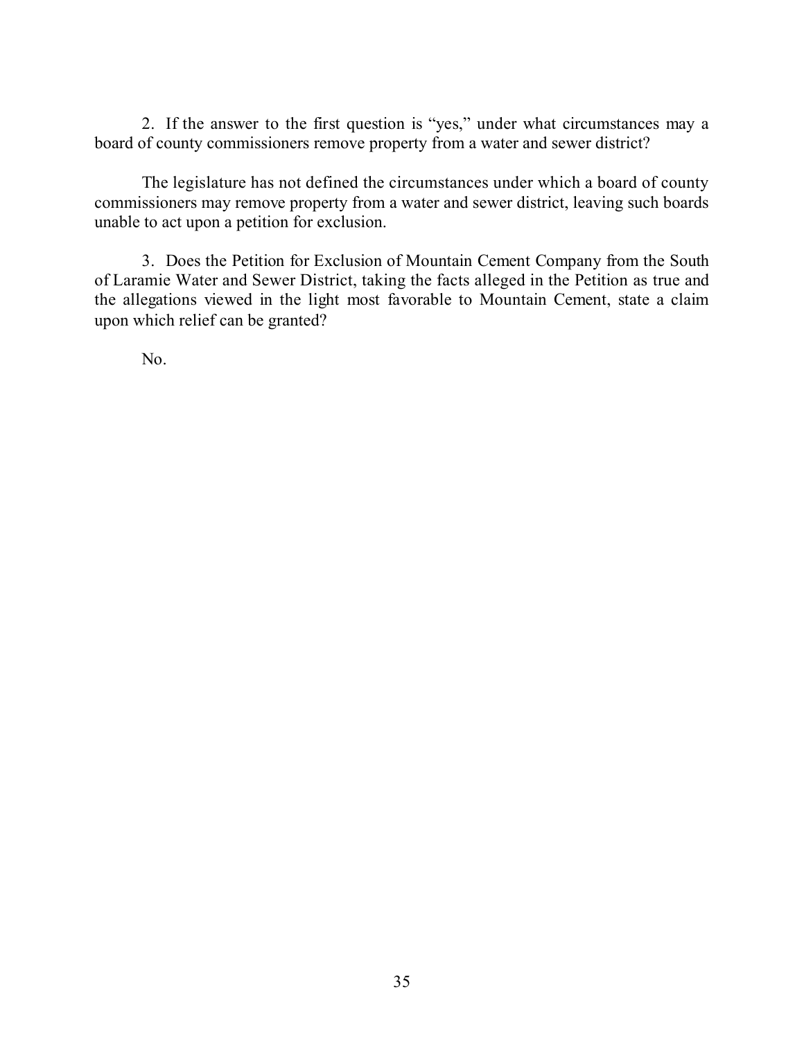2. If the answer to the first question is "yes," under what circumstances may a board of county commissioners remove property from a water and sewer district?

The legislature has not defined the circumstances under which a board of county commissioners may remove property from a water and sewer district, leaving such boards unable to act upon a petition for exclusion.

3. Does the Petition for Exclusion of Mountain Cement Company from the South of Laramie Water and Sewer District, taking the facts alleged in the Petition as true and the allegations viewed in the light most favorable to Mountain Cement, state a claim upon which relief can be granted?

No.